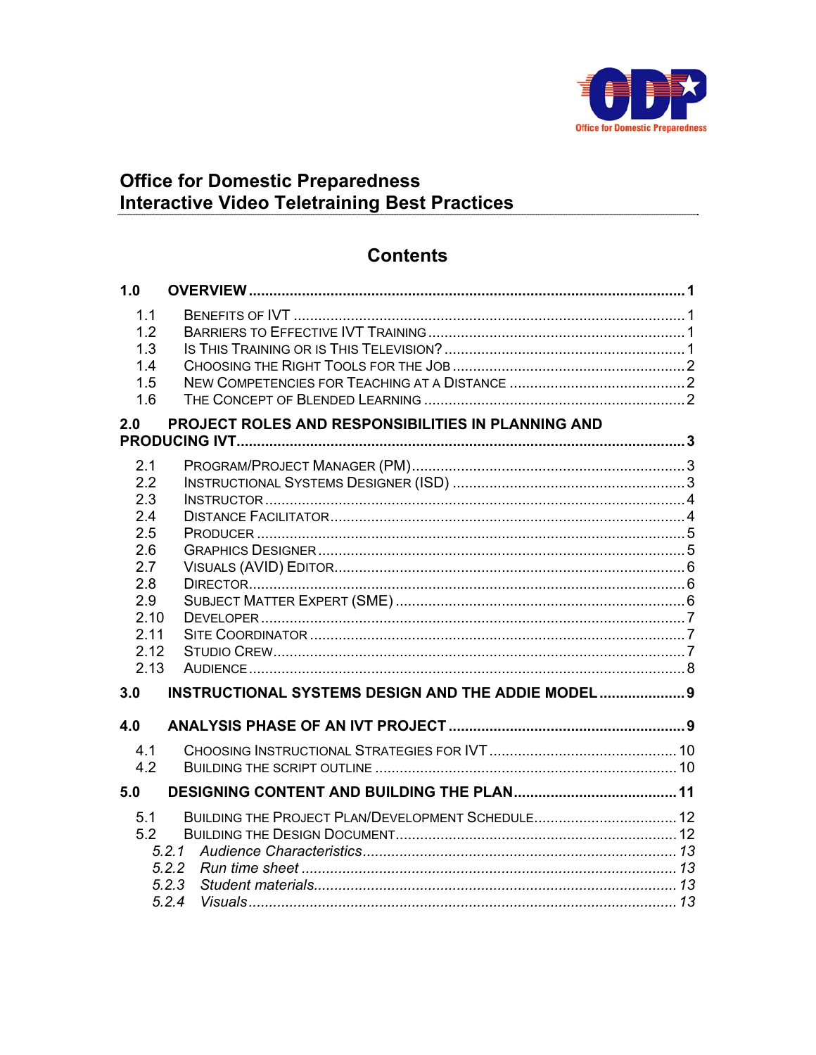Office for Domestic Preparedness

# Office for Domestic Preparedness
# Interactive Video Teletraining Best Practices

## Contents

**1.0 OVERVIEW .......... 1**

- 1.1 BENEFITS OF IVT .......... 1
- 1.2 BARRIERS TO EFFECTIVE IVT TRAINING .......... 1
- 1.3 IS THIS TRAINING OR IS THIS TELEVISION? .......... 1
- 1.4 CHOOSING THE RIGHT TOOLS FOR THE JOB .......... 2
- 1.5 NEW COMPETENCIES FOR TEACHING AT A DISTANCE .......... 2
- 1.6 THE CONCEPT OF BLENDED LEARNING .......... 2

**2.0 PROJECT ROLES AND RESPONSIBILITIES IN PLANNING AND PRODUCING IVT .......... 3**

- 2.1 PROGRAM/PROJECT MANAGER (PM) .......... 3
- 2.2 INSTRUCTIONAL SYSTEMS DESIGNER (ISD) .......... 3
- 2.3 INSTRUCTOR .......... 4
- 2.4 DISTANCE FACILITATOR .......... 4
- 2.5 PRODUCER .......... 5
- 2.6 GRAPHICS DESIGNER .......... 5
- 2.7 VISUALS (AVID) EDITOR .......... 6
- 2.8 DIRECTOR .......... 6
- 2.9 SUBJECT MATTER EXPERT (SME) .......... 6
- 2.10 DEVELOPER .......... 7
- 2.11 SITE COORDINATOR .......... 7
- 2.12 STUDIO CREW .......... 7
- 2.13 AUDIENCE .......... 8

**3.0 INSTRUCTIONAL SYSTEMS DESIGN AND THE ADDIE MODEL .......... 9**

**4.0 ANALYSIS PHASE OF AN IVT PROJECT .......... 9**

- 4.1 CHOOSING INSTRUCTIONAL STRATEGIES FOR IVT .......... 10
- 4.2 BUILDING THE SCRIPT OUTLINE .......... 10

**5.0 DESIGNING CONTENT AND BUILDING THE PLAN .......... 11**

- 5.1 BUILDING THE PROJECT PLAN/DEVELOPMENT SCHEDULE .......... 12
- 5.2 BUILDING THE DESIGN DOCUMENT .......... 12
  - *5.2.1 Audience Characteristics .......... 13*
  - *5.2.2 Run time sheet .......... 13*
  - *5.2.3 Student materials .......... 13*
  - *5.2.4 Visuals .......... 13*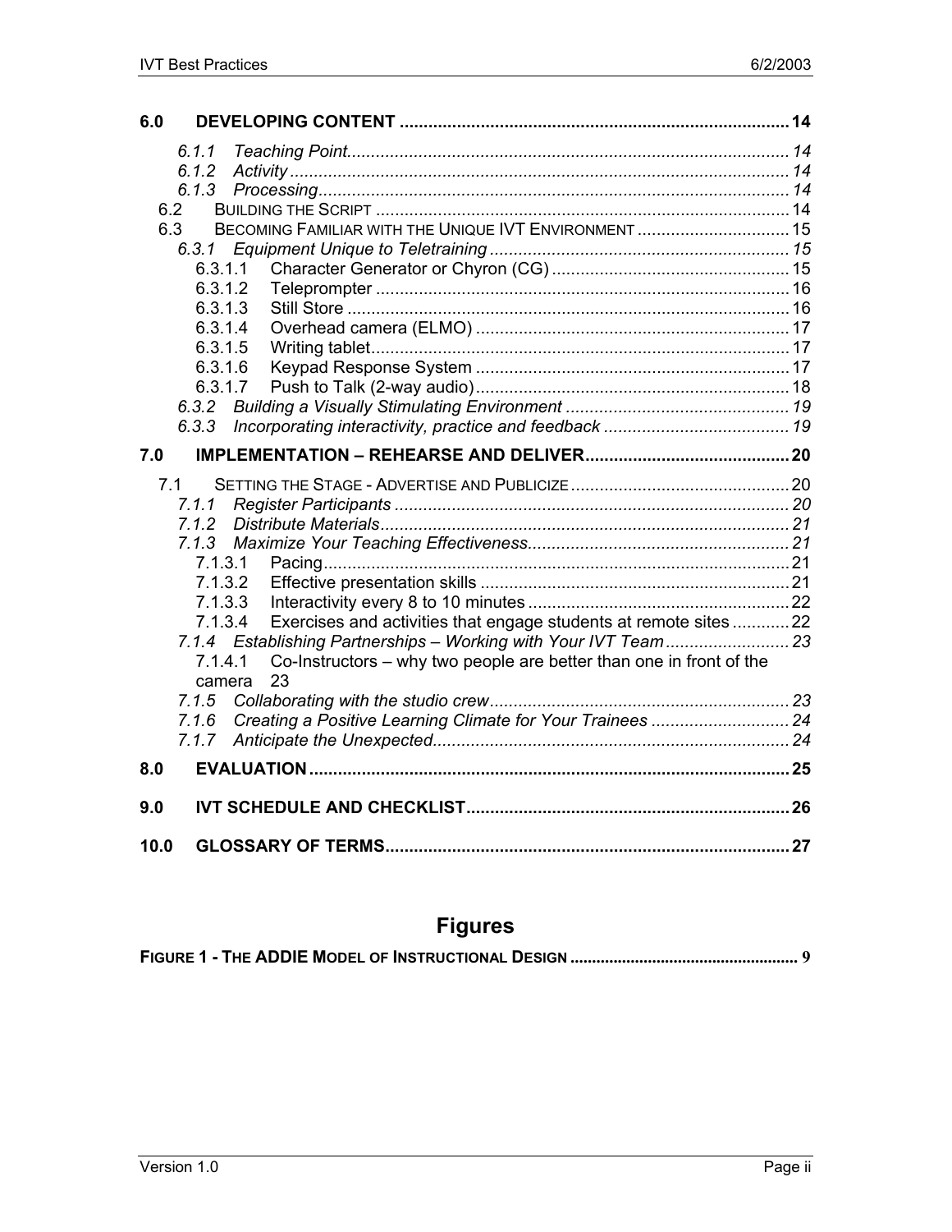**6.0 DEVELOPING CONTENT** ..... 14

- *6.1.1 Teaching Point* ..... 14
- *6.1.2 Activity* ..... 14
- *6.1.3 Processing* ..... 14

6.2 BUILDING THE SCRIPT ..... 14

6.3 BECOMING FAMILIAR WITH THE UNIQUE IVT ENVIRONMENT ..... 15

- *6.3.1 Equipment Unique to Teletraining* ..... 15
  - 6.3.1.1 Character Generator or Chyron (CG) ..... 15
  - 6.3.1.2 Teleprompter ..... 16
  - 6.3.1.3 Still Store ..... 16
  - 6.3.1.4 Overhead camera (ELMO) ..... 17
  - 6.3.1.5 Writing tablet ..... 17
  - 6.3.1.6 Keypad Response System ..... 17
  - 6.3.1.7 Push to Talk (2-way audio) ..... 18
- *6.3.2 Building a Visually Stimulating Environment* ..... 19
- *6.3.3 Incorporating interactivity, practice and feedback* ..... 19

**7.0 IMPLEMENTATION – REHEARSE AND DELIVER** ..... 20

7.1 SETTING THE STAGE - ADVERTISE AND PUBLICIZE ..... 20

- *7.1.1 Register Participants* ..... 20
- *7.1.2 Distribute Materials* ..... 21
- *7.1.3 Maximize Your Teaching Effectiveness* ..... 21
  - 7.1.3.1 Pacing ..... 21
  - 7.1.3.2 Effective presentation skills ..... 21
  - 7.1.3.3 Interactivity every 8 to 10 minutes ..... 22
  - 7.1.3.4 Exercises and activities that engage students at remote sites ..... 22
- *7.1.4 Establishing Partnerships – Working with Your IVT Team* ..... 23
  - 7.1.4.1 Co-Instructors – why two people are better than one in front of the camera 23
- *7.1.5 Collaborating with the studio crew* ..... 23
- *7.1.6 Creating a Positive Learning Climate for Your Trainees* ..... 24
- *7.1.7 Anticipate the Unexpected* ..... 24

**8.0 EVALUATION** ..... 25

**9.0 IVT SCHEDULE AND CHECKLIST** ..... 26

**10.0 GLOSSARY OF TERMS** ..... 27

# Figures

**FIGURE 1 - THE ADDIE MODEL OF INSTRUCTIONAL DESIGN** ..... 9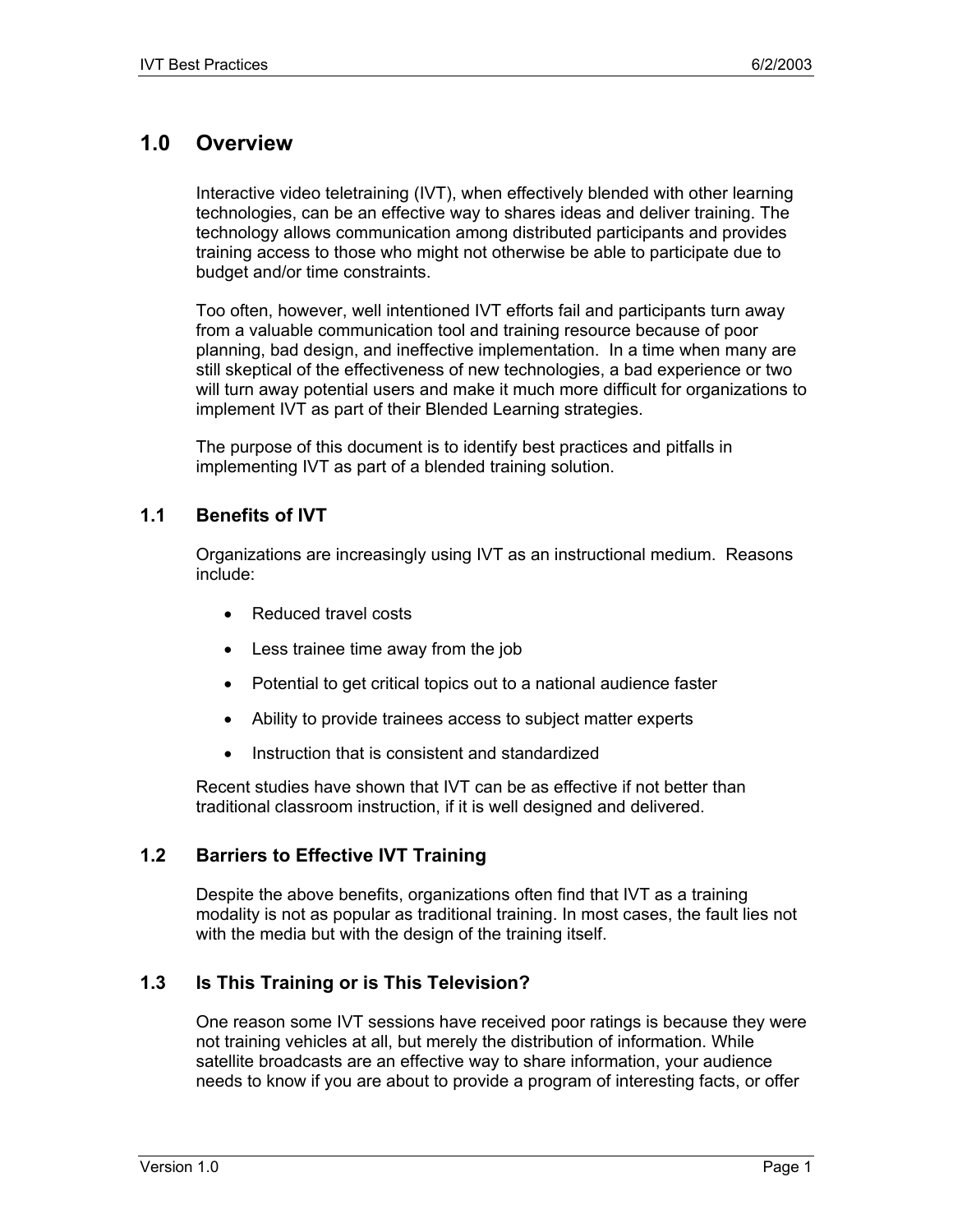# 1.0 Overview

Interactive video teletraining (IVT), when effectively blended with other learning technologies, can be an effective way to shares ideas and deliver training. The technology allows communication among distributed participants and provides training access to those who might not otherwise be able to participate due to budget and/or time constraints.

Too often, however, well intentioned IVT efforts fail and participants turn away from a valuable communication tool and training resource because of poor planning, bad design, and ineffective implementation. In a time when many are still skeptical of the effectiveness of new technologies, a bad experience or two will turn away potential users and make it much more difficult for organizations to implement IVT as part of their Blended Learning strategies.

The purpose of this document is to identify best practices and pitfalls in implementing IVT as part of a blended training solution.

## 1.1 Benefits of IVT

Organizations are increasingly using IVT as an instructional medium. Reasons include:

- Reduced travel costs
- Less trainee time away from the job
- Potential to get critical topics out to a national audience faster
- Ability to provide trainees access to subject matter experts
- Instruction that is consistent and standardized

Recent studies have shown that IVT can be as effective if not better than traditional classroom instruction, if it is well designed and delivered.

## 1.2 Barriers to Effective IVT Training

Despite the above benefits, organizations often find that IVT as a training modality is not as popular as traditional training. In most cases, the fault lies not with the media but with the design of the training itself.

## 1.3 Is This Training or is This Television?

One reason some IVT sessions have received poor ratings is because they were not training vehicles at all, but merely the distribution of information. While satellite broadcasts are an effective way to share information, your audience needs to know if you are about to provide a program of interesting facts, or offer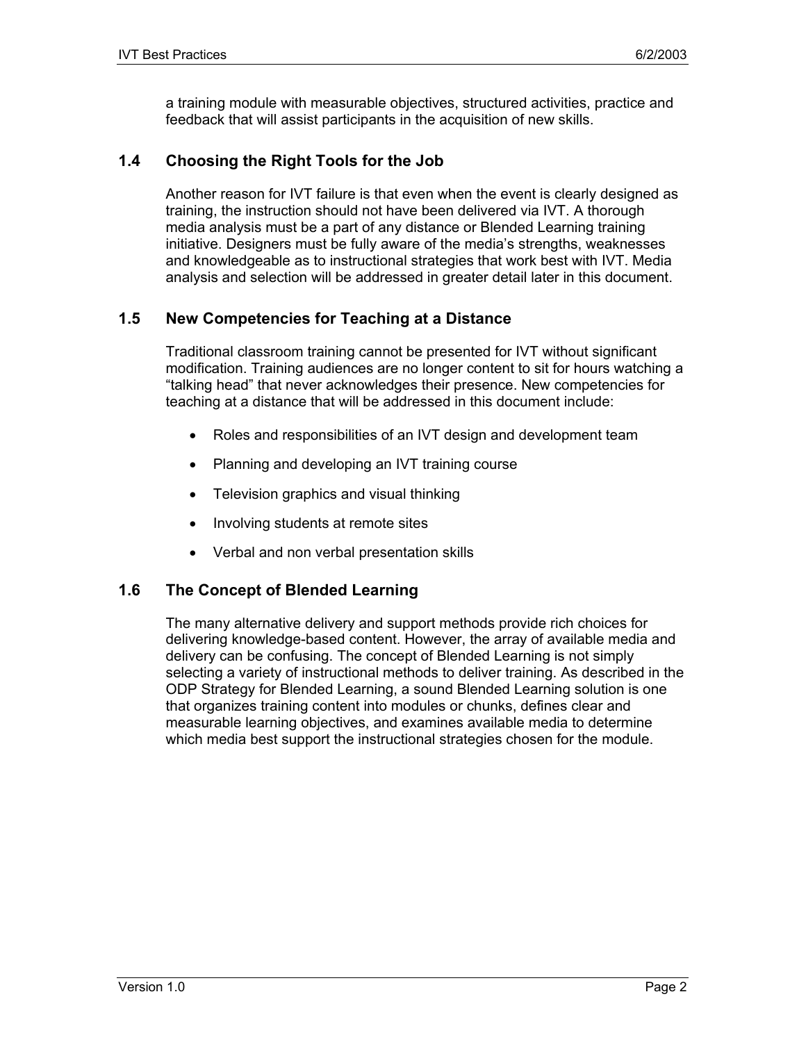a training module with measurable objectives, structured activities, practice and feedback that will assist participants in the acquisition of new skills.

## 1.4 Choosing the Right Tools for the Job

Another reason for IVT failure is that even when the event is clearly designed as training, the instruction should not have been delivered via IVT. A thorough media analysis must be a part of any distance or Blended Learning training initiative. Designers must be fully aware of the media's strengths, weaknesses and knowledgeable as to instructional strategies that work best with IVT. Media analysis and selection will be addressed in greater detail later in this document.

## 1.5 New Competencies for Teaching at a Distance

Traditional classroom training cannot be presented for IVT without significant modification. Training audiences are no longer content to sit for hours watching a "talking head" that never acknowledges their presence. New competencies for teaching at a distance that will be addressed in this document include:

- Roles and responsibilities of an IVT design and development team
- Planning and developing an IVT training course
- Television graphics and visual thinking
- Involving students at remote sites
- Verbal and non verbal presentation skills

## 1.6 The Concept of Blended Learning

The many alternative delivery and support methods provide rich choices for delivering knowledge-based content. However, the array of available media and delivery can be confusing. The concept of Blended Learning is not simply selecting a variety of instructional methods to deliver training. As described in the ODP Strategy for Blended Learning, a sound Blended Learning solution is one that organizes training content into modules or chunks, defines clear and measurable learning objectives, and examines available media to determine which media best support the instructional strategies chosen for the module.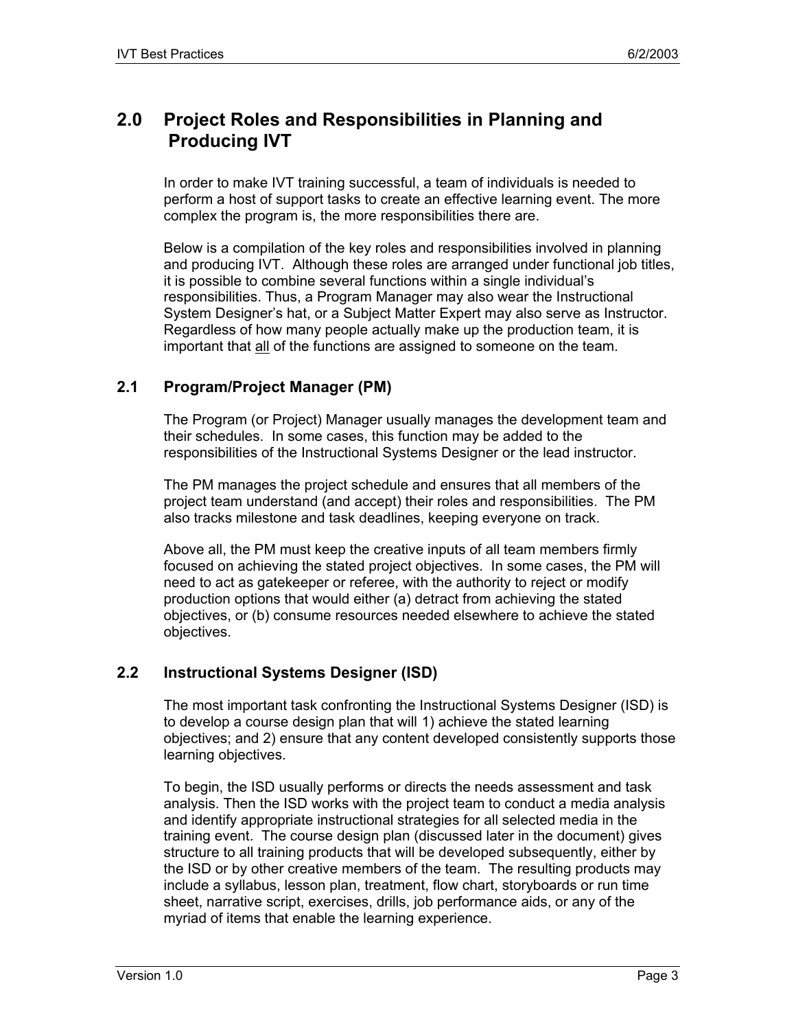## 2.0 Project Roles and Responsibilities in Planning and Producing IVT

In order to make IVT training successful, a team of individuals is needed to perform a host of support tasks to create an effective learning event. The more complex the program is, the more responsibilities there are.

Below is a compilation of the key roles and responsibilities involved in planning and producing IVT. Although these roles are arranged under functional job titles, it is possible to combine several functions within a single individual's responsibilities. Thus, a Program Manager may also wear the Instructional System Designer's hat, or a Subject Matter Expert may also serve as Instructor. Regardless of how many people actually make up the production team, it is important that <u>all</u> of the functions are assigned to someone on the team.

### 2.1 Program/Project Manager (PM)

The Program (or Project) Manager usually manages the development team and their schedules. In some cases, this function may be added to the responsibilities of the Instructional Systems Designer or the lead instructor.

The PM manages the project schedule and ensures that all members of the project team understand (and accept) their roles and responsibilities. The PM also tracks milestone and task deadlines, keeping everyone on track.

Above all, the PM must keep the creative inputs of all team members firmly focused on achieving the stated project objectives. In some cases, the PM will need to act as gatekeeper or referee, with the authority to reject or modify production options that would either (a) detract from achieving the stated objectives, or (b) consume resources needed elsewhere to achieve the stated objectives.

### 2.2 Instructional Systems Designer (ISD)

The most important task confronting the Instructional Systems Designer (ISD) is to develop a course design plan that will 1) achieve the stated learning objectives; and 2) ensure that any content developed consistently supports those learning objectives.

To begin, the ISD usually performs or directs the needs assessment and task analysis. Then the ISD works with the project team to conduct a media analysis and identify appropriate instructional strategies for all selected media in the training event. The course design plan (discussed later in the document) gives structure to all training products that will be developed subsequently, either by the ISD or by other creative members of the team. The resulting products may include a syllabus, lesson plan, treatment, flow chart, storyboards or run time sheet, narrative script, exercises, drills, job performance aids, or any of the myriad of items that enable the learning experience.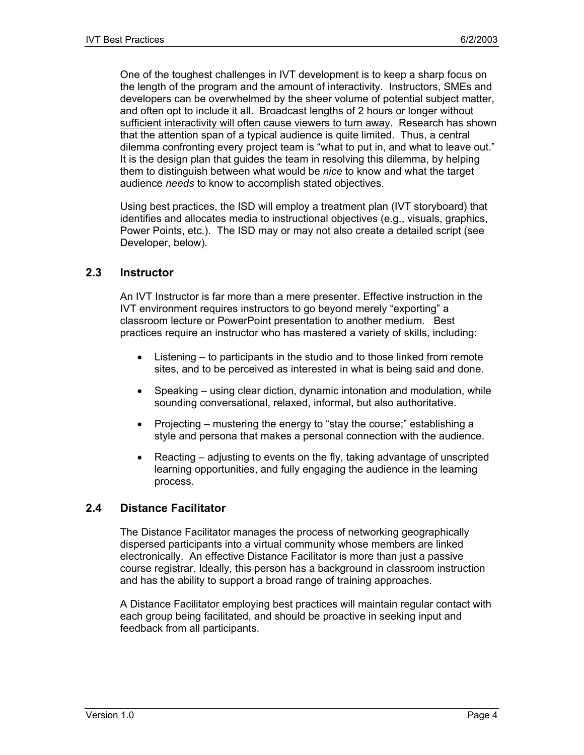One of the toughest challenges in IVT development is to keep a sharp focus on the length of the program and the amount of interactivity. Instructors, SMEs and developers can be overwhelmed by the sheer volume of potential subject matter, and often opt to include it all. <u>Broadcast lengths of 2 hours or longer without sufficient interactivity will often cause viewers to turn away</u>. Research has shown that the attention span of a typical audience is quite limited. Thus, a central dilemma confronting every project team is "what to put in, and what to leave out." It is the design plan that guides the team in resolving this dilemma, by helping them to distinguish between what would be *nice* to know and what the target audience *needs* to know to accomplish stated objectives.

Using best practices, the ISD will employ a treatment plan (IVT storyboard) that identifies and allocates media to instructional objectives (e.g., visuals, graphics, Power Points, etc.). The ISD may or may not also create a detailed script (see Developer, below).

## 2.3 Instructor

An IVT Instructor is far more than a mere presenter. Effective instruction in the IVT environment requires instructors to go beyond merely "exporting" a classroom lecture or PowerPoint presentation to another medium. Best practices require an instructor who has mastered a variety of skills, including:

- Listening – to participants in the studio and to those linked from remote sites, and to be perceived as interested in what is being said and done.
- Speaking – using clear diction, dynamic intonation and modulation, while sounding conversational, relaxed, informal, but also authoritative.
- Projecting – mustering the energy to "stay the course;" establishing a style and persona that makes a personal connection with the audience.
- Reacting – adjusting to events on the fly, taking advantage of unscripted learning opportunities, and fully engaging the audience in the learning process.

## 2.4 Distance Facilitator

The Distance Facilitator manages the process of networking geographically dispersed participants into a virtual community whose members are linked electronically. An effective Distance Facilitator is more than just a passive course registrar. Ideally, this person has a background in classroom instruction and has the ability to support a broad range of training approaches.

A Distance Facilitator employing best practices will maintain regular contact with each group being facilitated, and should be proactive in seeking input and feedback from all participants.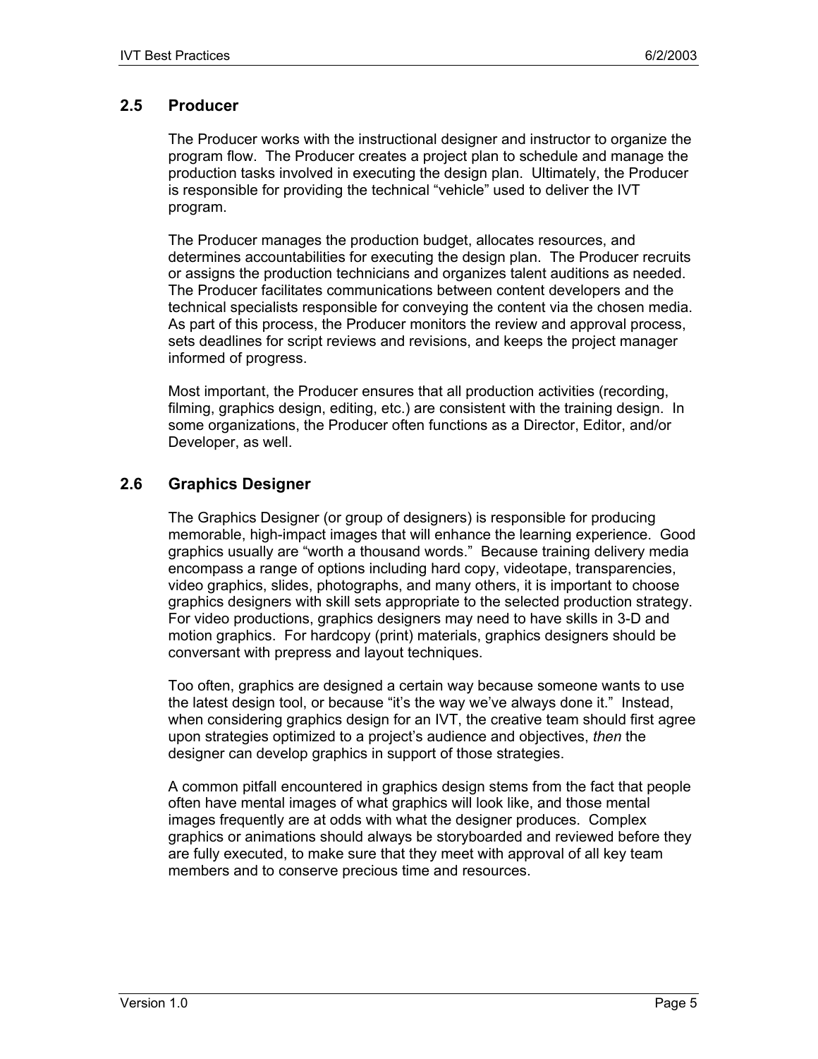## 2.5 Producer

The Producer works with the instructional designer and instructor to organize the program flow. The Producer creates a project plan to schedule and manage the production tasks involved in executing the design plan. Ultimately, the Producer is responsible for providing the technical "vehicle" used to deliver the IVT program.

The Producer manages the production budget, allocates resources, and determines accountabilities for executing the design plan. The Producer recruits or assigns the production technicians and organizes talent auditions as needed. The Producer facilitates communications between content developers and the technical specialists responsible for conveying the content via the chosen media. As part of this process, the Producer monitors the review and approval process, sets deadlines for script reviews and revisions, and keeps the project manager informed of progress.

Most important, the Producer ensures that all production activities (recording, filming, graphics design, editing, etc.) are consistent with the training design. In some organizations, the Producer often functions as a Director, Editor, and/or Developer, as well.

## 2.6 Graphics Designer

The Graphics Designer (or group of designers) is responsible for producing memorable, high-impact images that will enhance the learning experience. Good graphics usually are "worth a thousand words." Because training delivery media encompass a range of options including hard copy, videotape, transparencies, video graphics, slides, photographs, and many others, it is important to choose graphics designers with skill sets appropriate to the selected production strategy. For video productions, graphics designers may need to have skills in 3-D and motion graphics. For hardcopy (print) materials, graphics designers should be conversant with prepress and layout techniques.

Too often, graphics are designed a certain way because someone wants to use the latest design tool, or because "it's the way we've always done it." Instead, when considering graphics design for an IVT, the creative team should first agree upon strategies optimized to a project's audience and objectives, *then* the designer can develop graphics in support of those strategies.

A common pitfall encountered in graphics design stems from the fact that people often have mental images of what graphics will look like, and those mental images frequently are at odds with what the designer produces. Complex graphics or animations should always be storyboarded and reviewed before they are fully executed, to make sure that they meet with approval of all key team members and to conserve precious time and resources.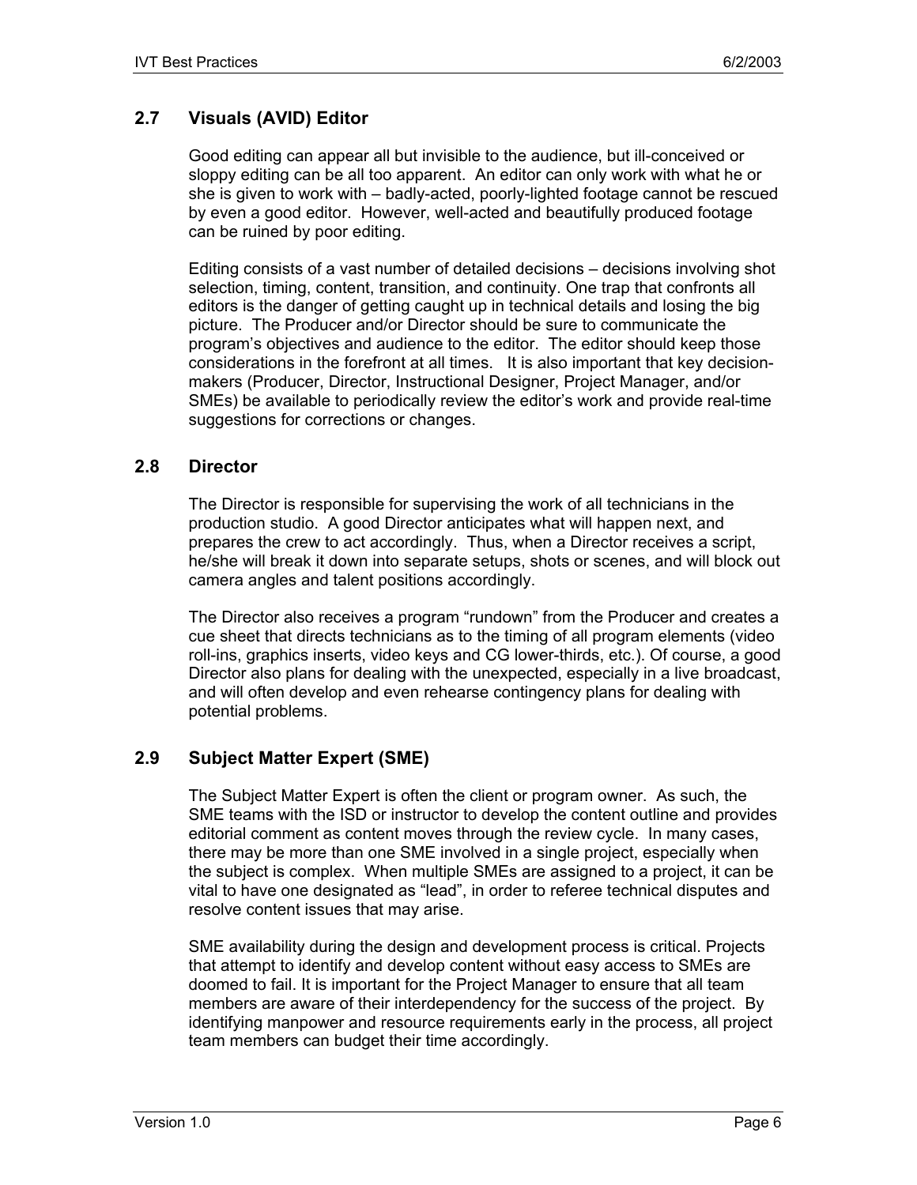## 2.7 Visuals (AVID) Editor

Good editing can appear all but invisible to the audience, but ill-conceived or sloppy editing can be all too apparent. An editor can only work with what he or she is given to work with – badly-acted, poorly-lighted footage cannot be rescued by even a good editor. However, well-acted and beautifully produced footage can be ruined by poor editing.

Editing consists of a vast number of detailed decisions – decisions involving shot selection, timing, content, transition, and continuity. One trap that confronts all editors is the danger of getting caught up in technical details and losing the big picture. The Producer and/or Director should be sure to communicate the program's objectives and audience to the editor. The editor should keep those considerations in the forefront at all times. It is also important that key decision-makers (Producer, Director, Instructional Designer, Project Manager, and/or SMEs) be available to periodically review the editor's work and provide real-time suggestions for corrections or changes.

## 2.8 Director

The Director is responsible for supervising the work of all technicians in the production studio. A good Director anticipates what will happen next, and prepares the crew to act accordingly. Thus, when a Director receives a script, he/she will break it down into separate setups, shots or scenes, and will block out camera angles and talent positions accordingly.

The Director also receives a program "rundown" from the Producer and creates a cue sheet that directs technicians as to the timing of all program elements (video roll-ins, graphics inserts, video keys and CG lower-thirds, etc.). Of course, a good Director also plans for dealing with the unexpected, especially in a live broadcast, and will often develop and even rehearse contingency plans for dealing with potential problems.

## 2.9 Subject Matter Expert (SME)

The Subject Matter Expert is often the client or program owner. As such, the SME teams with the ISD or instructor to develop the content outline and provides editorial comment as content moves through the review cycle. In many cases, there may be more than one SME involved in a single project, especially when the subject is complex. When multiple SMEs are assigned to a project, it can be vital to have one designated as "lead", in order to referee technical disputes and resolve content issues that may arise.

SME availability during the design and development process is critical. Projects that attempt to identify and develop content without easy access to SMEs are doomed to fail. It is important for the Project Manager to ensure that all team members are aware of their interdependency for the success of the project. By identifying manpower and resource requirements early in the process, all project team members can budget their time accordingly.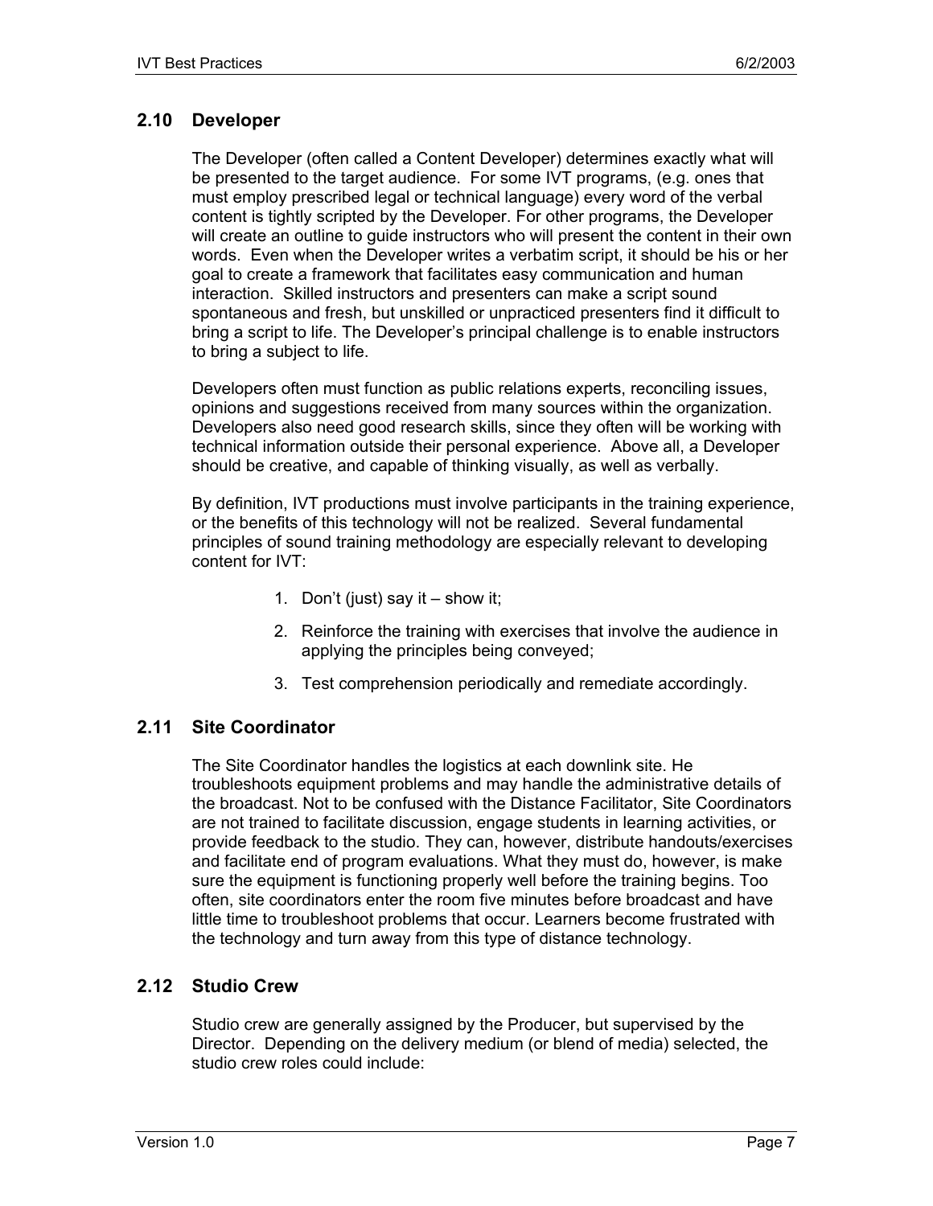### 2.10 Developer

The Developer (often called a Content Developer) determines exactly what will be presented to the target audience. For some IVT programs, (e.g. ones that must employ prescribed legal or technical language) every word of the verbal content is tightly scripted by the Developer. For other programs, the Developer will create an outline to guide instructors who will present the content in their own words. Even when the Developer writes a verbatim script, it should be his or her goal to create a framework that facilitates easy communication and human interaction. Skilled instructors and presenters can make a script sound spontaneous and fresh, but unskilled or unpracticed presenters find it difficult to bring a script to life. The Developer's principal challenge is to enable instructors to bring a subject to life.

Developers often must function as public relations experts, reconciling issues, opinions and suggestions received from many sources within the organization. Developers also need good research skills, since they often will be working with technical information outside their personal experience. Above all, a Developer should be creative, and capable of thinking visually, as well as verbally.

By definition, IVT productions must involve participants in the training experience, or the benefits of this technology will not be realized. Several fundamental principles of sound training methodology are especially relevant to developing content for IVT:

1. Don't (just) say it – show it;
2. Reinforce the training with exercises that involve the audience in applying the principles being conveyed;
3. Test comprehension periodically and remediate accordingly.

### 2.11 Site Coordinator

The Site Coordinator handles the logistics at each downlink site. He troubleshoots equipment problems and may handle the administrative details of the broadcast. Not to be confused with the Distance Facilitator, Site Coordinators are not trained to facilitate discussion, engage students in learning activities, or provide feedback to the studio. They can, however, distribute handouts/exercises and facilitate end of program evaluations. What they must do, however, is make sure the equipment is functioning properly well before the training begins. Too often, site coordinators enter the room five minutes before broadcast and have little time to troubleshoot problems that occur. Learners become frustrated with the technology and turn away from this type of distance technology.

### 2.12 Studio Crew

Studio crew are generally assigned by the Producer, but supervised by the Director. Depending on the delivery medium (or blend of media) selected, the studio crew roles could include: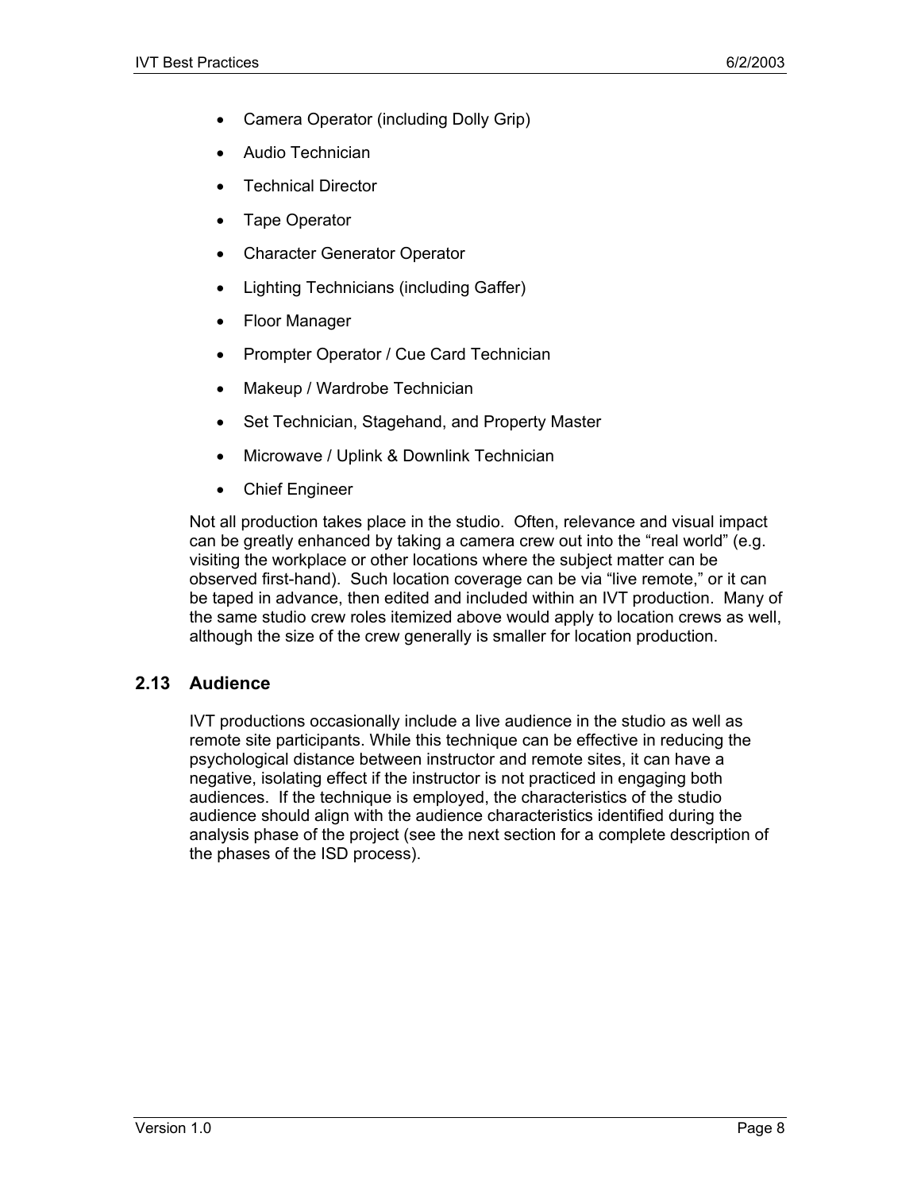- Camera Operator (including Dolly Grip)
- Audio Technician
- Technical Director
- Tape Operator
- Character Generator Operator
- Lighting Technicians (including Gaffer)
- Floor Manager
- Prompter Operator / Cue Card Technician
- Makeup / Wardrobe Technician
- Set Technician, Stagehand, and Property Master
- Microwave / Uplink & Downlink Technician
- Chief Engineer

Not all production takes place in the studio. Often, relevance and visual impact can be greatly enhanced by taking a camera crew out into the "real world" (e.g. visiting the workplace or other locations where the subject matter can be observed first-hand). Such location coverage can be via "live remote," or it can be taped in advance, then edited and included within an IVT production. Many of the same studio crew roles itemized above would apply to location crews as well, although the size of the crew generally is smaller for location production.

## 2.13 Audience

IVT productions occasionally include a live audience in the studio as well as remote site participants. While this technique can be effective in reducing the psychological distance between instructor and remote sites, it can have a negative, isolating effect if the instructor is not practiced in engaging both audiences. If the technique is employed, the characteristics of the studio audience should align with the audience characteristics identified during the analysis phase of the project (see the next section for a complete description of the phases of the ISD process).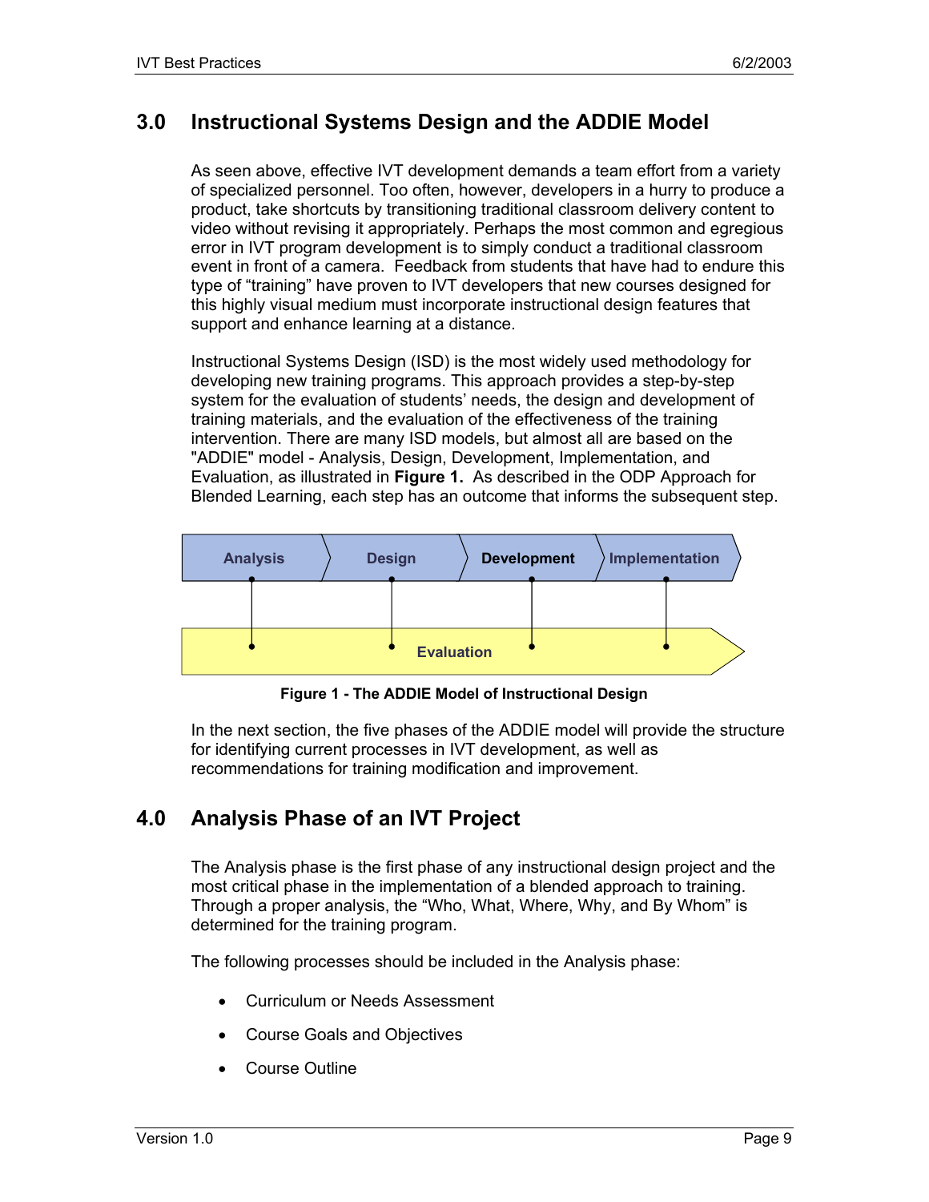## 3.0 Instructional Systems Design and the ADDIE Model

As seen above, effective IVT development demands a team effort from a variety of specialized personnel. Too often, however, developers in a hurry to produce a product, take shortcuts by transitioning traditional classroom delivery content to video without revising it appropriately. Perhaps the most common and egregious error in IVT program development is to simply conduct a traditional classroom event in front of a camera. Feedback from students that have had to endure this type of "training" have proven to IVT developers that new courses designed for this highly visual medium must incorporate instructional design features that support and enhance learning at a distance.

Instructional Systems Design (ISD) is the most widely used methodology for developing new training programs. This approach provides a step-by-step system for the evaluation of students' needs, the design and development of training materials, and the evaluation of the effectiveness of the training intervention. There are many ISD models, but almost all are based on the "ADDIE" model - Analysis, Design, Development, Implementation, and Evaluation, as illustrated in **Figure 1.** As described in the ODP Approach for Blended Learning, each step has an outcome that informs the subsequent step.

Analysis → Design → Development → Implementation

Evaluation

**Figure 1 - The ADDIE Model of Instructional Design**

In the next section, the five phases of the ADDIE model will provide the structure for identifying current processes in IVT development, as well as recommendations for training modification and improvement.

## 4.0 Analysis Phase of an IVT Project

The Analysis phase is the first phase of any instructional design project and the most critical phase in the implementation of a blended approach to training. Through a proper analysis, the "Who, What, Where, Why, and By Whom" is determined for the training program.

The following processes should be included in the Analysis phase:

- Curriculum or Needs Assessment
- Course Goals and Objectives
- Course Outline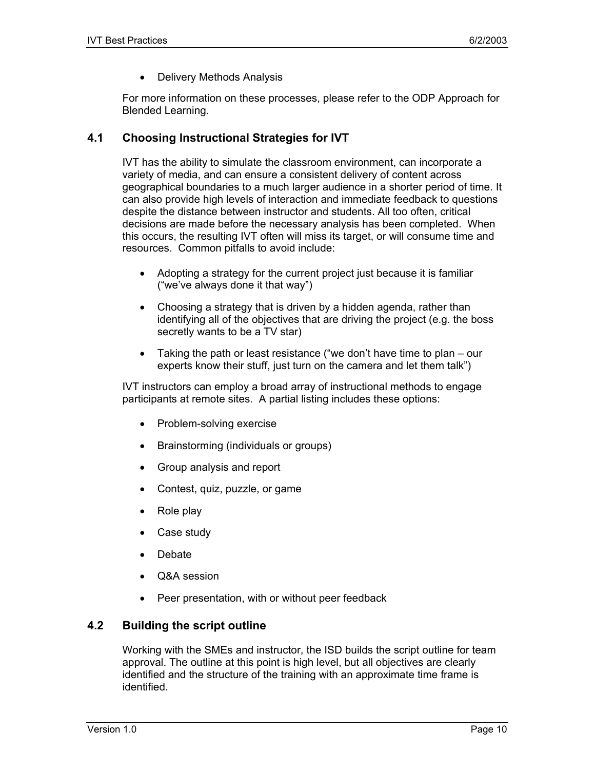- Delivery Methods Analysis

For more information on these processes, please refer to the ODP Approach for Blended Learning.

## 4.1 Choosing Instructional Strategies for IVT

IVT has the ability to simulate the classroom environment, can incorporate a variety of media, and can ensure a consistent delivery of content across geographical boundaries to a much larger audience in a shorter period of time. It can also provide high levels of interaction and immediate feedback to questions despite the distance between instructor and students. All too often, critical decisions are made before the necessary analysis has been completed. When this occurs, the resulting IVT often will miss its target, or will consume time and resources. Common pitfalls to avoid include:

- Adopting a strategy for the current project just because it is familiar ("we've always done it that way")
- Choosing a strategy that is driven by a hidden agenda, rather than identifying all of the objectives that are driving the project (e.g. the boss secretly wants to be a TV star)
- Taking the path or least resistance ("we don't have time to plan – our experts know their stuff, just turn on the camera and let them talk")

IVT instructors can employ a broad array of instructional methods to engage participants at remote sites. A partial listing includes these options:

- Problem-solving exercise
- Brainstorming (individuals or groups)
- Group analysis and report
- Contest, quiz, puzzle, or game
- Role play
- Case study
- Debate
- Q&A session
- Peer presentation, with or without peer feedback

## 4.2 Building the script outline

Working with the SMEs and instructor, the ISD builds the script outline for team approval. The outline at this point is high level, but all objectives are clearly identified and the structure of the training with an approximate time frame is identified.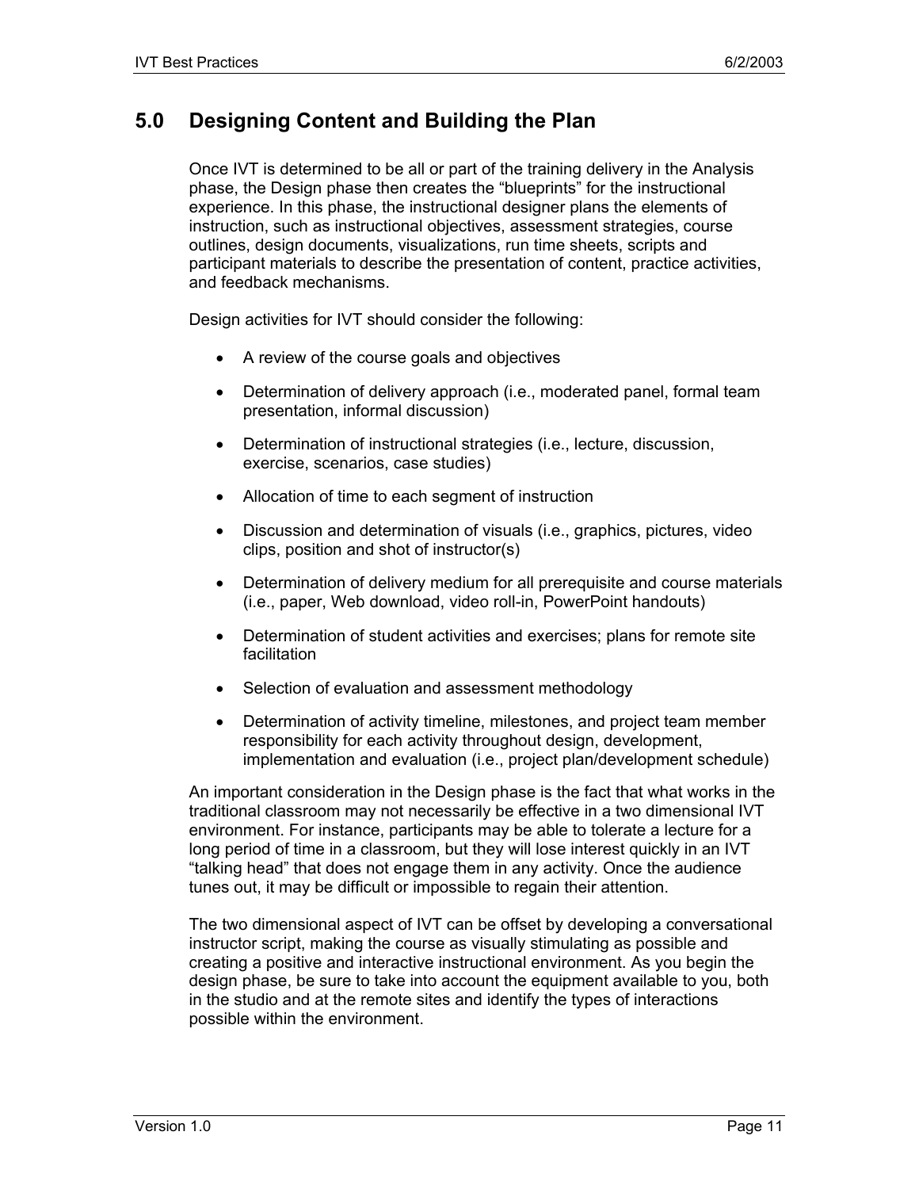# 5.0 Designing Content and Building the Plan

Once IVT is determined to be all or part of the training delivery in the Analysis phase, the Design phase then creates the "blueprints" for the instructional experience. In this phase, the instructional designer plans the elements of instruction, such as instructional objectives, assessment strategies, course outlines, design documents, visualizations, run time sheets, scripts and participant materials to describe the presentation of content, practice activities, and feedback mechanisms.

Design activities for IVT should consider the following:

- A review of the course goals and objectives
- Determination of delivery approach (i.e., moderated panel, formal team presentation, informal discussion)
- Determination of instructional strategies (i.e., lecture, discussion, exercise, scenarios, case studies)
- Allocation of time to each segment of instruction
- Discussion and determination of visuals (i.e., graphics, pictures, video clips, position and shot of instructor(s)
- Determination of delivery medium for all prerequisite and course materials (i.e., paper, Web download, video roll-in, PowerPoint handouts)
- Determination of student activities and exercises; plans for remote site facilitation
- Selection of evaluation and assessment methodology
- Determination of activity timeline, milestones, and project team member responsibility for each activity throughout design, development, implementation and evaluation (i.e., project plan/development schedule)

An important consideration in the Design phase is the fact that what works in the traditional classroom may not necessarily be effective in a two dimensional IVT environment. For instance, participants may be able to tolerate a lecture for a long period of time in a classroom, but they will lose interest quickly in an IVT "talking head" that does not engage them in any activity. Once the audience tunes out, it may be difficult or impossible to regain their attention.

The two dimensional aspect of IVT can be offset by developing a conversational instructor script, making the course as visually stimulating as possible and creating a positive and interactive instructional environment. As you begin the design phase, be sure to take into account the equipment available to you, both in the studio and at the remote sites and identify the types of interactions possible within the environment.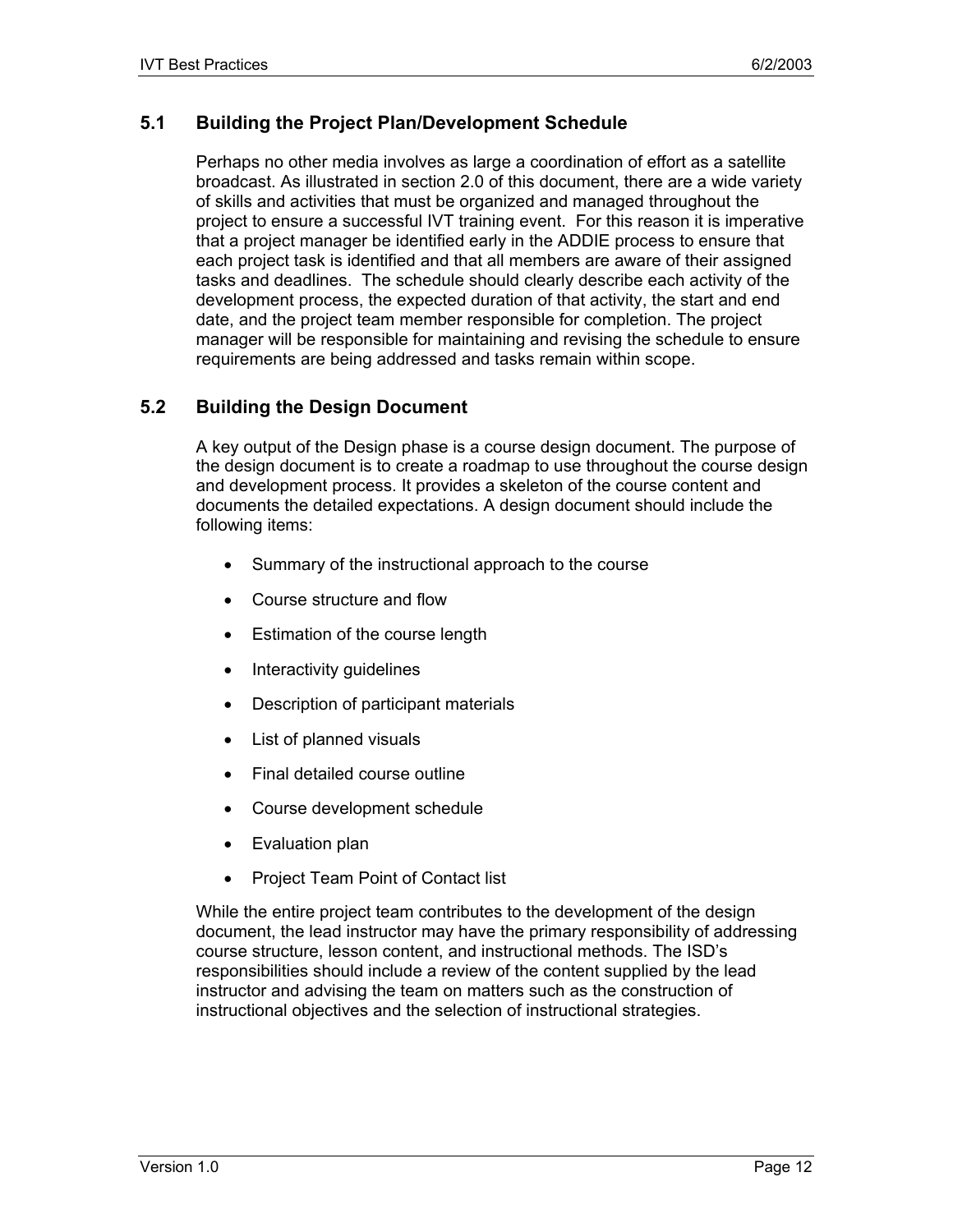## 5.1 Building the Project Plan/Development Schedule

Perhaps no other media involves as large a coordination of effort as a satellite broadcast. As illustrated in section 2.0 of this document, there are a wide variety of skills and activities that must be organized and managed throughout the project to ensure a successful IVT training event. For this reason it is imperative that a project manager be identified early in the ADDIE process to ensure that each project task is identified and that all members are aware of their assigned tasks and deadlines. The schedule should clearly describe each activity of the development process, the expected duration of that activity, the start and end date, and the project team member responsible for completion. The project manager will be responsible for maintaining and revising the schedule to ensure requirements are being addressed and tasks remain within scope.

## 5.2 Building the Design Document

A key output of the Design phase is a course design document. The purpose of the design document is to create a roadmap to use throughout the course design and development process. It provides a skeleton of the course content and documents the detailed expectations. A design document should include the following items:

- Summary of the instructional approach to the course
- Course structure and flow
- Estimation of the course length
- Interactivity guidelines
- Description of participant materials
- List of planned visuals
- Final detailed course outline
- Course development schedule
- Evaluation plan
- Project Team Point of Contact list

While the entire project team contributes to the development of the design document, the lead instructor may have the primary responsibility of addressing course structure, lesson content, and instructional methods. The ISD's responsibilities should include a review of the content supplied by the lead instructor and advising the team on matters such as the construction of instructional objectives and the selection of instructional strategies.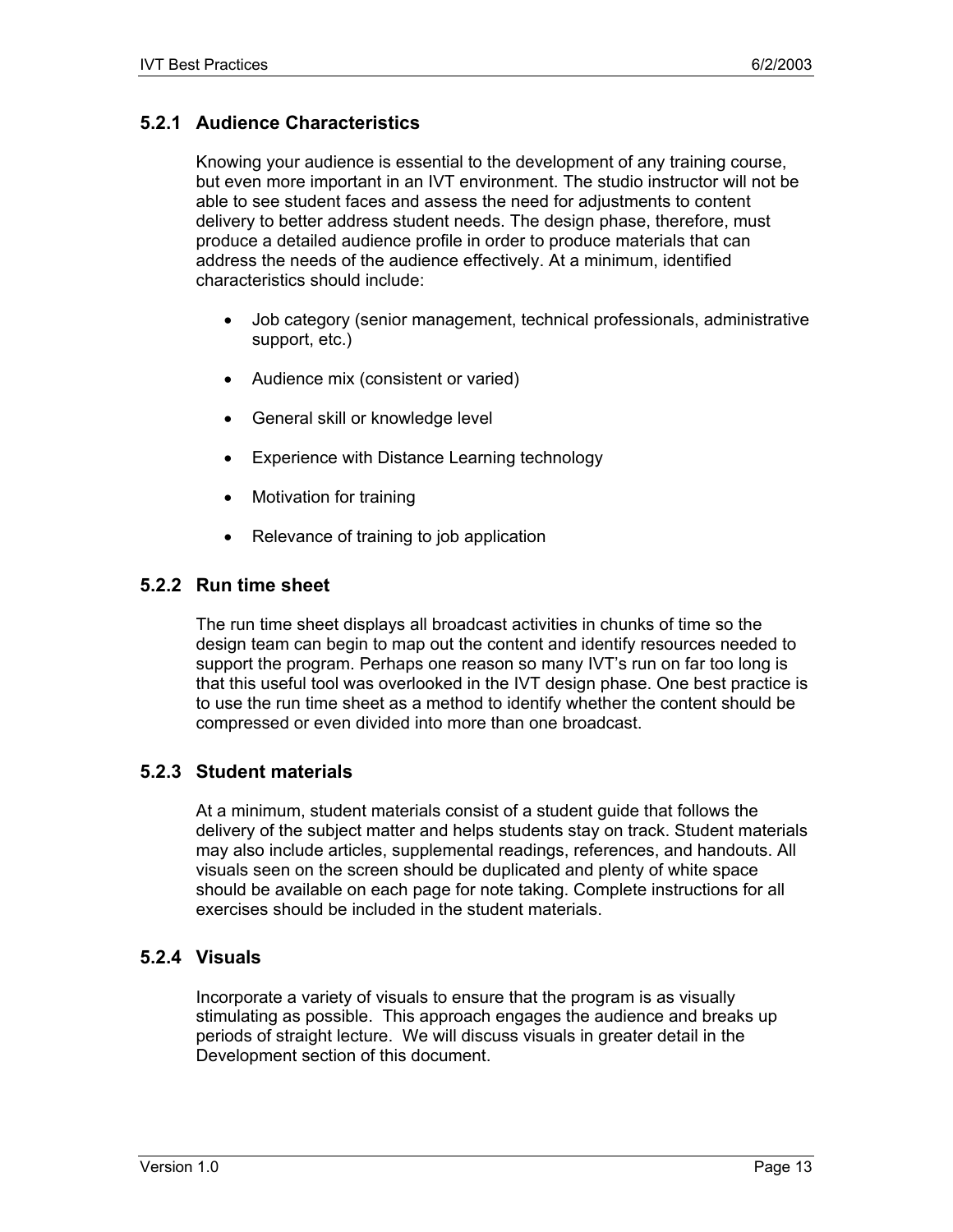### 5.2.1 Audience Characteristics

Knowing your audience is essential to the development of any training course, but even more important in an IVT environment. The studio instructor will not be able to see student faces and assess the need for adjustments to content delivery to better address student needs. The design phase, therefore, must produce a detailed audience profile in order to produce materials that can address the needs of the audience effectively. At a minimum, identified characteristics should include:

- Job category (senior management, technical professionals, administrative support, etc.)
- Audience mix (consistent or varied)
- General skill or knowledge level
- Experience with Distance Learning technology
- Motivation for training
- Relevance of training to job application

### 5.2.2 Run time sheet

The run time sheet displays all broadcast activities in chunks of time so the design team can begin to map out the content and identify resources needed to support the program. Perhaps one reason so many IVT's run on far too long is that this useful tool was overlooked in the IVT design phase. One best practice is to use the run time sheet as a method to identify whether the content should be compressed or even divided into more than one broadcast.

### 5.2.3 Student materials

At a minimum, student materials consist of a student guide that follows the delivery of the subject matter and helps students stay on track. Student materials may also include articles, supplemental readings, references, and handouts. All visuals seen on the screen should be duplicated and plenty of white space should be available on each page for note taking. Complete instructions for all exercises should be included in the student materials.

### 5.2.4 Visuals

Incorporate a variety of visuals to ensure that the program is as visually stimulating as possible. This approach engages the audience and breaks up periods of straight lecture. We will discuss visuals in greater detail in the Development section of this document.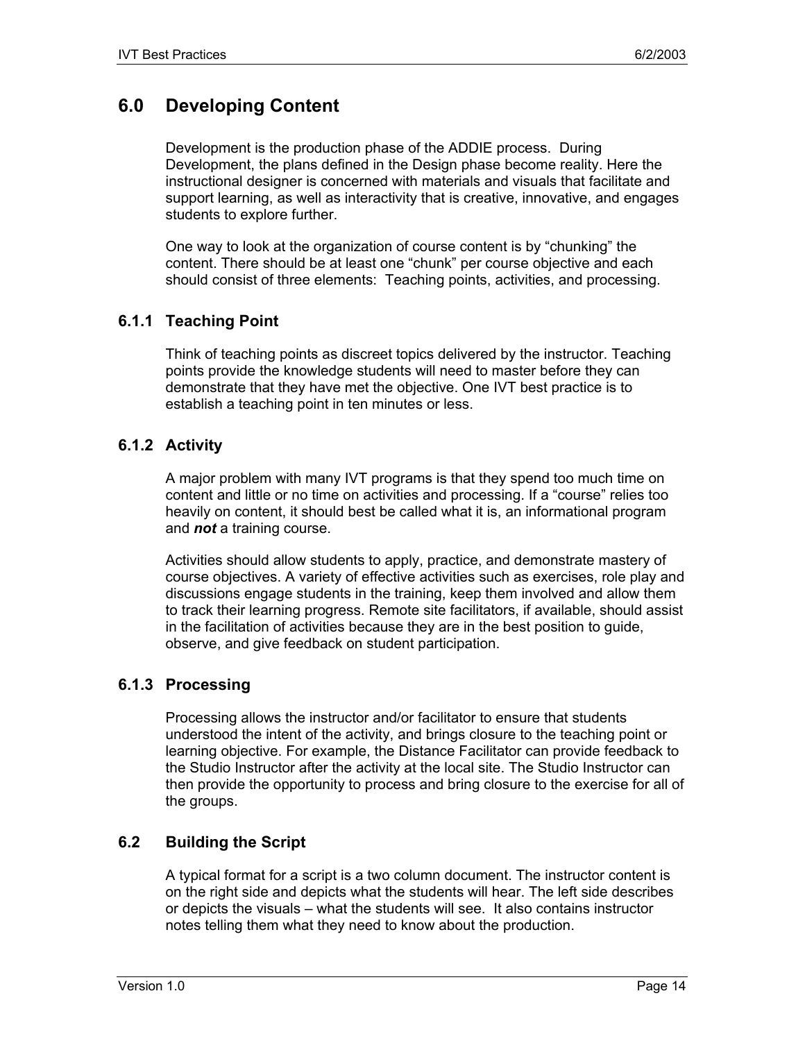# 6.0 Developing Content

Development is the production phase of the ADDIE process. During Development, the plans defined in the Design phase become reality. Here the instructional designer is concerned with materials and visuals that facilitate and support learning, as well as interactivity that is creative, innovative, and engages students to explore further.

One way to look at the organization of course content is by "chunking" the content. There should be at least one "chunk" per course objective and each should consist of three elements: Teaching points, activities, and processing.

### 6.1.1 Teaching Point

Think of teaching points as discreet topics delivered by the instructor. Teaching points provide the knowledge students will need to master before they can demonstrate that they have met the objective. One IVT best practice is to establish a teaching point in ten minutes or less.

### 6.1.2 Activity

A major problem with many IVT programs is that they spend too much time on content and little or no time on activities and processing. If a "course" relies too heavily on content, it should best be called what it is, an informational program and ***not*** a training course.

Activities should allow students to apply, practice, and demonstrate mastery of course objectives. A variety of effective activities such as exercises, role play and discussions engage students in the training, keep them involved and allow them to track their learning progress. Remote site facilitators, if available, should assist in the facilitation of activities because they are in the best position to guide, observe, and give feedback on student participation.

### 6.1.3 Processing

Processing allows the instructor and/or facilitator to ensure that students understood the intent of the activity, and brings closure to the teaching point or learning objective. For example, the Distance Facilitator can provide feedback to the Studio Instructor after the activity at the local site. The Studio Instructor can then provide the opportunity to process and bring closure to the exercise for all of the groups.

## 6.2 Building the Script

A typical format for a script is a two column document. The instructor content is on the right side and depicts what the students will hear. The left side describes or depicts the visuals – what the students will see. It also contains instructor notes telling them what they need to know about the production.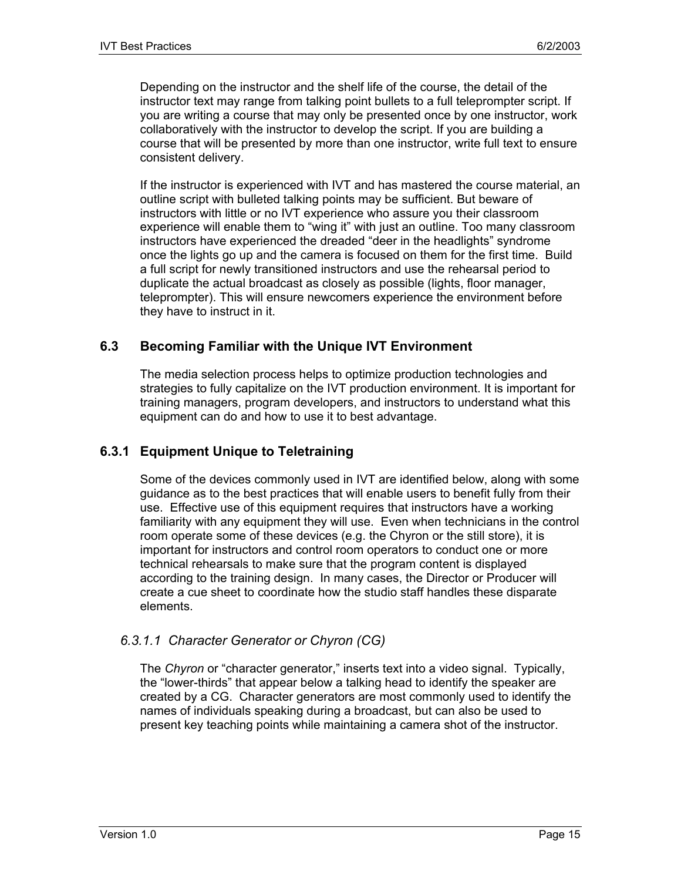Depending on the instructor and the shelf life of the course, the detail of the instructor text may range from talking point bullets to a full teleprompter script. If you are writing a course that may only be presented once by one instructor, work collaboratively with the instructor to develop the script. If you are building a course that will be presented by more than one instructor, write full text to ensure consistent delivery.

If the instructor is experienced with IVT and has mastered the course material, an outline script with bulleted talking points may be sufficient. But beware of instructors with little or no IVT experience who assure you their classroom experience will enable them to “wing it” with just an outline. Too many classroom instructors have experienced the dreaded “deer in the headlights” syndrome once the lights go up and the camera is focused on them for the first time. Build a full script for newly transitioned instructors and use the rehearsal period to duplicate the actual broadcast as closely as possible (lights, floor manager, teleprompter). This will ensure newcomers experience the environment before they have to instruct in it.

## 6.3 Becoming Familiar with the Unique IVT Environment

The media selection process helps to optimize production technologies and strategies to fully capitalize on the IVT production environment. It is important for training managers, program developers, and instructors to understand what this equipment can do and how to use it to best advantage.

### 6.3.1 Equipment Unique to Teletraining

Some of the devices commonly used in IVT are identified below, along with some guidance as to the best practices that will enable users to benefit fully from their use. Effective use of this equipment requires that instructors have a working familiarity with any equipment they will use. Even when technicians in the control room operate some of these devices (e.g. the Chyron or the still store), it is important for instructors and control room operators to conduct one or more technical rehearsals to make sure that the program content is displayed according to the training design. In many cases, the Director or Producer will create a cue sheet to coordinate how the studio staff handles these disparate elements.

#### *6.3.1.1 Character Generator or Chyron (CG)*

The *Chyron* or “character generator,” inserts text into a video signal. Typically, the “lower-thirds” that appear below a talking head to identify the speaker are created by a CG. Character generators are most commonly used to identify the names of individuals speaking during a broadcast, but can also be used to present key teaching points while maintaining a camera shot of the instructor.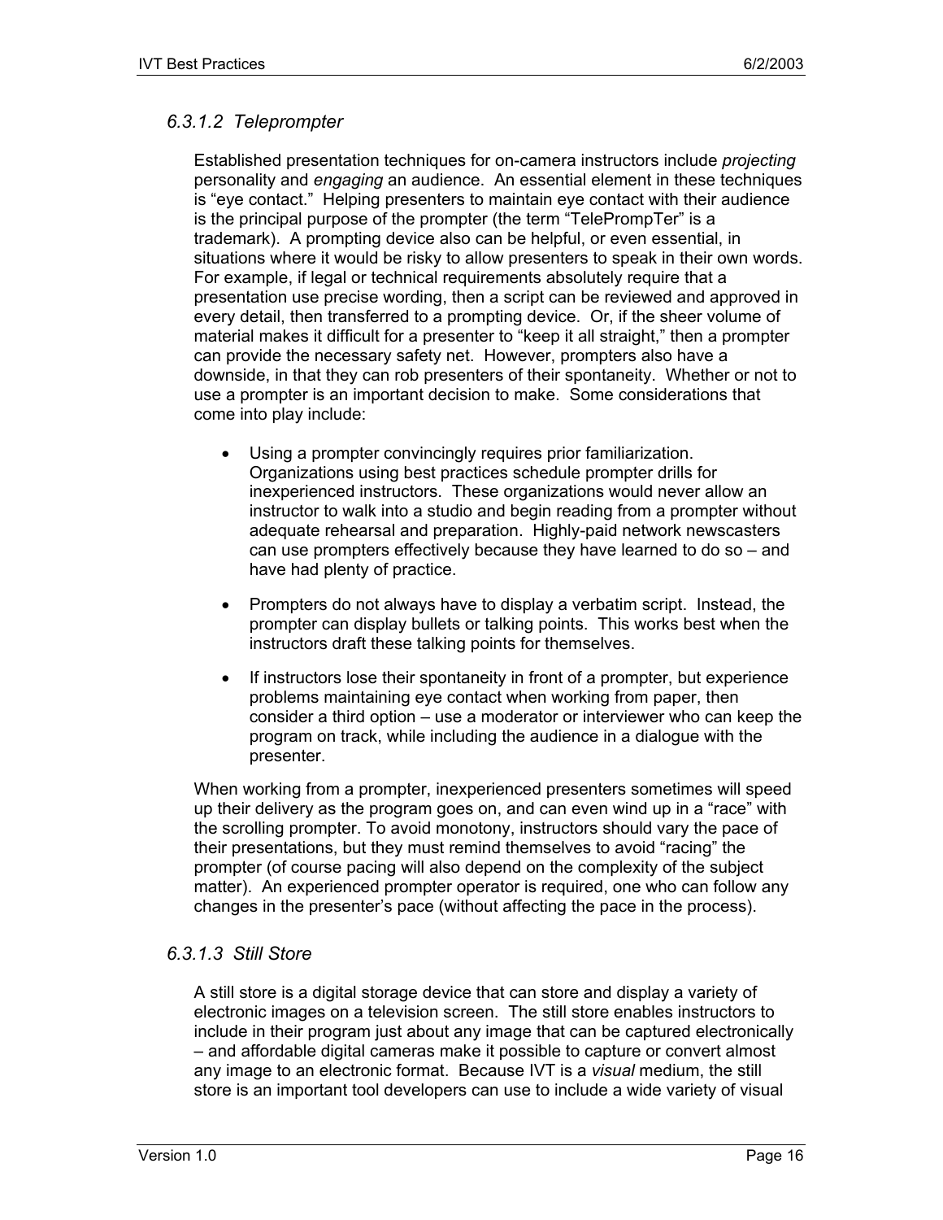#### *6.3.1.2 Teleprompter*

Established presentation techniques for on-camera instructors include *projecting* personality and *engaging* an audience. An essential element in these techniques is "eye contact." Helping presenters to maintain eye contact with their audience is the principal purpose of the prompter (the term "TelePrompTer" is a trademark). A prompting device also can be helpful, or even essential, in situations where it would be risky to allow presenters to speak in their own words. For example, if legal or technical requirements absolutely require that a presentation use precise wording, then a script can be reviewed and approved in every detail, then transferred to a prompting device. Or, if the sheer volume of material makes it difficult for a presenter to "keep it all straight," then a prompter can provide the necessary safety net. However, prompters also have a downside, in that they can rob presenters of their spontaneity. Whether or not to use a prompter is an important decision to make. Some considerations that come into play include:

- Using a prompter convincingly requires prior familiarization. Organizations using best practices schedule prompter drills for inexperienced instructors. These organizations would never allow an instructor to walk into a studio and begin reading from a prompter without adequate rehearsal and preparation. Highly-paid network newscasters can use prompters effectively because they have learned to do so – and have had plenty of practice.

- Prompters do not always have to display a verbatim script. Instead, the prompter can display bullets or talking points. This works best when the instructors draft these talking points for themselves.

- If instructors lose their spontaneity in front of a prompter, but experience problems maintaining eye contact when working from paper, then consider a third option – use a moderator or interviewer who can keep the program on track, while including the audience in a dialogue with the presenter.

When working from a prompter, inexperienced presenters sometimes will speed up their delivery as the program goes on, and can even wind up in a "race" with the scrolling prompter. To avoid monotony, instructors should vary the pace of their presentations, but they must remind themselves to avoid "racing" the prompter (of course pacing will also depend on the complexity of the subject matter). An experienced prompter operator is required, one who can follow any changes in the presenter's pace (without affecting the pace in the process).

#### *6.3.1.3 Still Store*

A still store is a digital storage device that can store and display a variety of electronic images on a television screen. The still store enables instructors to include in their program just about any image that can be captured electronically – and affordable digital cameras make it possible to capture or convert almost any image to an electronic format. Because IVT is a *visual* medium, the still store is an important tool developers can use to include a wide variety of visual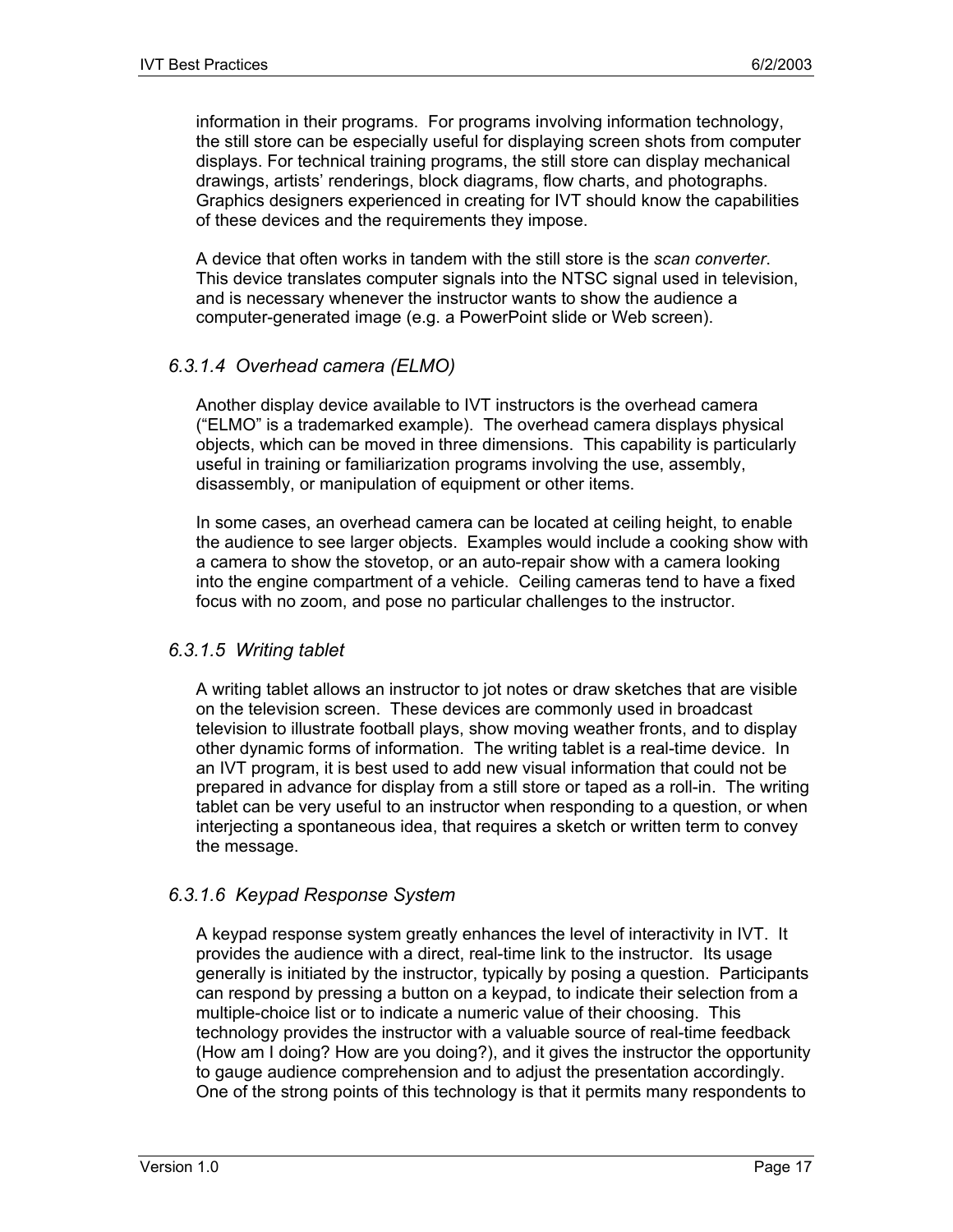information in their programs.  For programs involving information technology, the still store can be especially useful for displaying screen shots from computer displays. For technical training programs, the still store can display mechanical drawings, artists' renderings, block diagrams, flow charts, and photographs. Graphics designers experienced in creating for IVT should know the capabilities of these devices and the requirements they impose.

A device that often works in tandem with the still store is the *scan converter*. This device translates computer signals into the NTSC signal used in television, and is necessary whenever the instructor wants to show the audience a computer-generated image (e.g. a PowerPoint slide or Web screen).

#### *6.3.1.4  Overhead camera (ELMO)*

Another display device available to IVT instructors is the overhead camera ("ELMO" is a trademarked example).  The overhead camera displays physical objects, which can be moved in three dimensions.  This capability is particularly useful in training or familiarization programs involving the use, assembly, disassembly, or manipulation of equipment or other items.

In some cases, an overhead camera can be located at ceiling height, to enable the audience to see larger objects.  Examples would include a cooking show with a camera to show the stovetop, or an auto-repair show with a camera looking into the engine compartment of a vehicle.  Ceiling cameras tend to have a fixed focus with no zoom, and pose no particular challenges to the instructor.

#### *6.3.1.5  Writing tablet*

A writing tablet allows an instructor to jot notes or draw sketches that are visible on the television screen.  These devices are commonly used in broadcast television to illustrate football plays, show moving weather fronts, and to display other dynamic forms of information.  The writing tablet is a real-time device.  In an IVT program, it is best used to add new visual information that could not be prepared in advance for display from a still store or taped as a roll-in.  The writing tablet can be very useful to an instructor when responding to a question, or when interjecting a spontaneous idea, that requires a sketch or written term to convey the message.

#### *6.3.1.6  Keypad Response System*

A keypad response system greatly enhances the level of interactivity in IVT.  It provides the audience with a direct, real-time link to the instructor.  Its usage generally is initiated by the instructor, typically by posing a question.  Participants can respond by pressing a button on a keypad, to indicate their selection from a multiple-choice list or to indicate a numeric value of their choosing.  This technology provides the instructor with a valuable source of real-time feedback (How am I doing? How are you doing?), and it gives the instructor the opportunity to gauge audience comprehension and to adjust the presentation accordingly. One of the strong points of this technology is that it permits many respondents to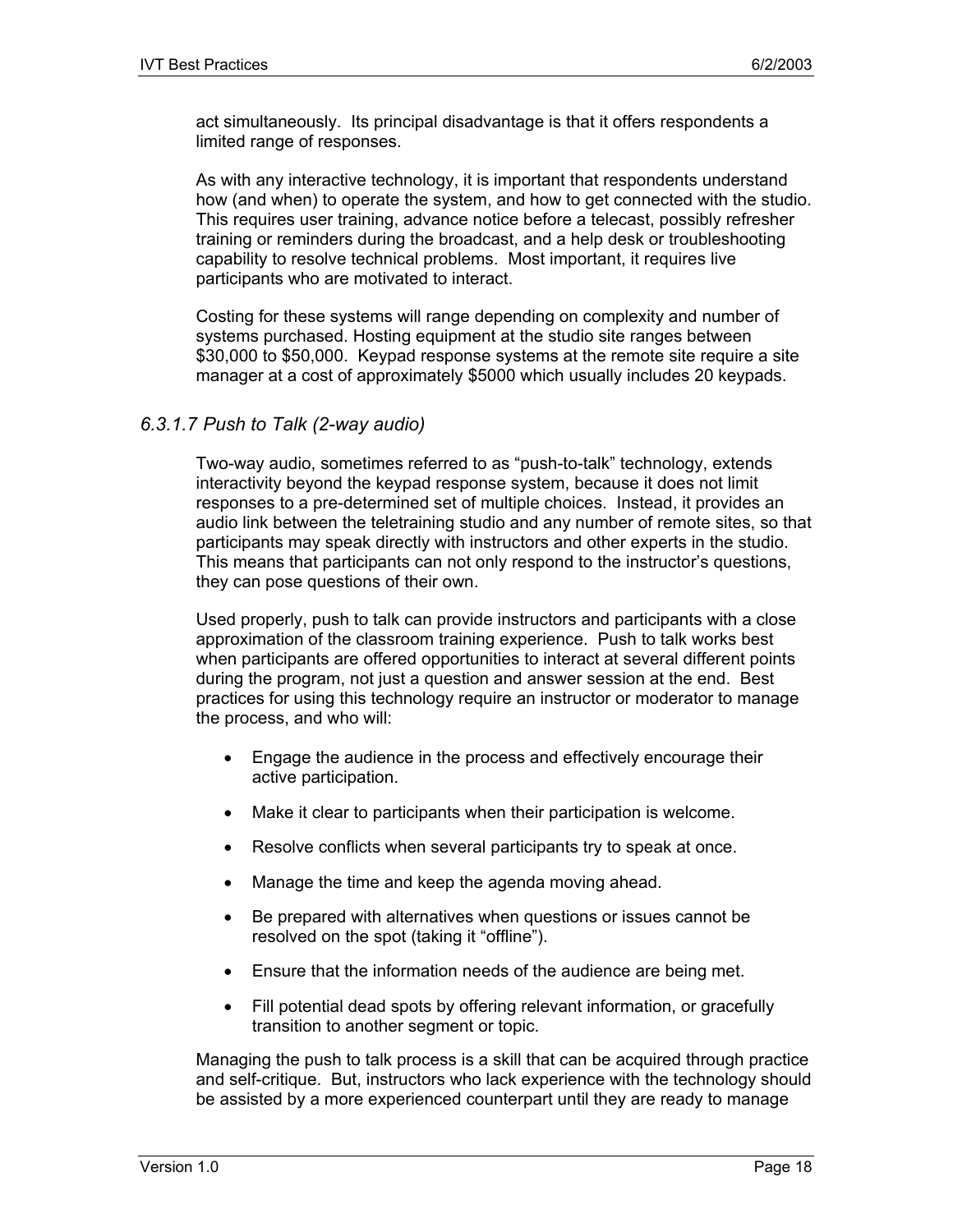act simultaneously. Its principal disadvantage is that it offers respondents a limited range of responses.

As with any interactive technology, it is important that respondents understand how (and when) to operate the system, and how to get connected with the studio. This requires user training, advance notice before a telecast, possibly refresher training or reminders during the broadcast, and a help desk or troubleshooting capability to resolve technical problems. Most important, it requires live participants who are motivated to interact.

Costing for these systems will range depending on complexity and number of systems purchased. Hosting equipment at the studio site ranges between $30,000 to $50,000. Keypad response systems at the remote site require a site manager at a cost of approximately $5000 which usually includes 20 keypads.

#### *6.3.1.7 Push to Talk (2-way audio)*

Two-way audio, sometimes referred to as "push-to-talk" technology, extends interactivity beyond the keypad response system, because it does not limit responses to a pre-determined set of multiple choices. Instead, it provides an audio link between the teletraining studio and any number of remote sites, so that participants may speak directly with instructors and other experts in the studio. This means that participants can not only respond to the instructor's questions, they can pose questions of their own.

Used properly, push to talk can provide instructors and participants with a close approximation of the classroom training experience. Push to talk works best when participants are offered opportunities to interact at several different points during the program, not just a question and answer session at the end. Best practices for using this technology require an instructor or moderator to manage the process, and who will:

- Engage the audience in the process and effectively encourage their active participation.
- Make it clear to participants when their participation is welcome.
- Resolve conflicts when several participants try to speak at once.
- Manage the time and keep the agenda moving ahead.
- Be prepared with alternatives when questions or issues cannot be resolved on the spot (taking it "offline").
- Ensure that the information needs of the audience are being met.
- Fill potential dead spots by offering relevant information, or gracefully transition to another segment or topic.

Managing the push to talk process is a skill that can be acquired through practice and self-critique. But, instructors who lack experience with the technology should be assisted by a more experienced counterpart until they are ready to manage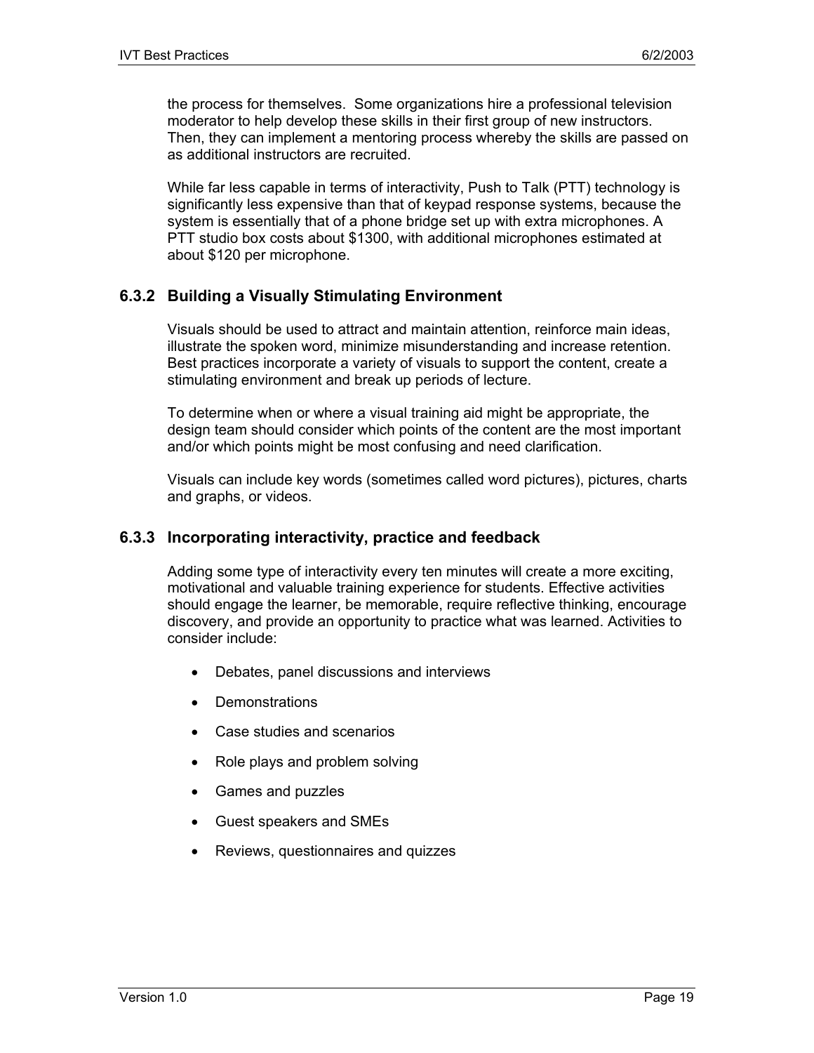the process for themselves. Some organizations hire a professional television moderator to help develop these skills in their first group of new instructors. Then, they can implement a mentoring process whereby the skills are passed on as additional instructors are recruited.

While far less capable in terms of interactivity, Push to Talk (PTT) technology is significantly less expensive than that of keypad response systems, because the system is essentially that of a phone bridge set up with extra microphones. A PTT studio box costs about $1300, with additional microphones estimated at about $120 per microphone.

### 6.3.2 Building a Visually Stimulating Environment

Visuals should be used to attract and maintain attention, reinforce main ideas, illustrate the spoken word, minimize misunderstanding and increase retention. Best practices incorporate a variety of visuals to support the content, create a stimulating environment and break up periods of lecture.

To determine when or where a visual training aid might be appropriate, the design team should consider which points of the content are the most important and/or which points might be most confusing and need clarification.

Visuals can include key words (sometimes called word pictures), pictures, charts and graphs, or videos.

### 6.3.3 Incorporating interactivity, practice and feedback

Adding some type of interactivity every ten minutes will create a more exciting, motivational and valuable training experience for students. Effective activities should engage the learner, be memorable, require reflective thinking, encourage discovery, and provide an opportunity to practice what was learned. Activities to consider include:

- Debates, panel discussions and interviews
- Demonstrations
- Case studies and scenarios
- Role plays and problem solving
- Games and puzzles
- Guest speakers and SMEs
- Reviews, questionnaires and quizzes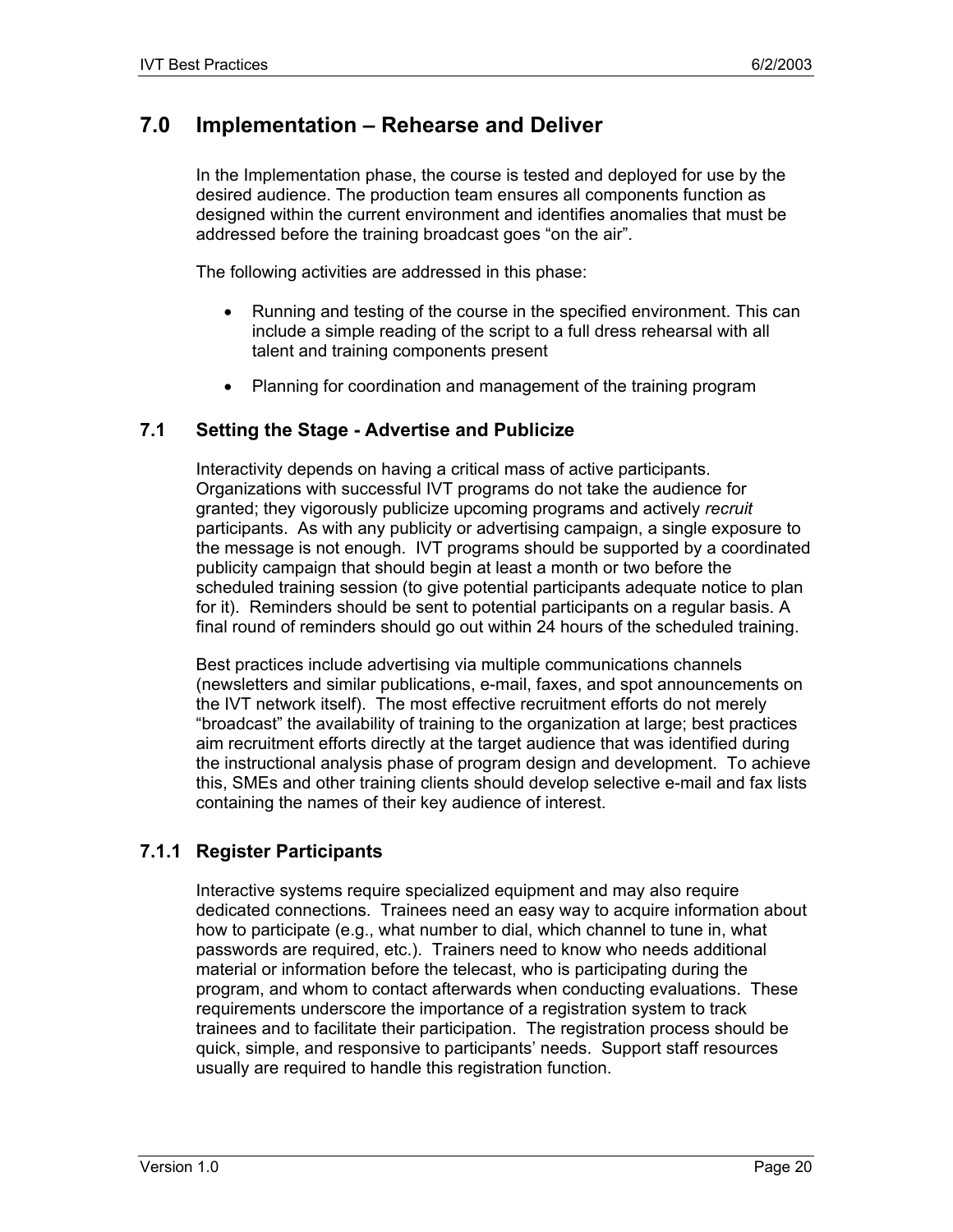# 7.0 Implementation – Rehearse and Deliver

In the Implementation phase, the course is tested and deployed for use by the desired audience. The production team ensures all components function as designed within the current environment and identifies anomalies that must be addressed before the training broadcast goes "on the air".

The following activities are addressed in this phase:

- Running and testing of the course in the specified environment. This can include a simple reading of the script to a full dress rehearsal with all talent and training components present
- Planning for coordination and management of the training program

## 7.1 Setting the Stage - Advertise and Publicize

Interactivity depends on having a critical mass of active participants. Organizations with successful IVT programs do not take the audience for granted; they vigorously publicize upcoming programs and actively *recruit* participants. As with any publicity or advertising campaign, a single exposure to the message is not enough. IVT programs should be supported by a coordinated publicity campaign that should begin at least a month or two before the scheduled training session (to give potential participants adequate notice to plan for it). Reminders should be sent to potential participants on a regular basis. A final round of reminders should go out within 24 hours of the scheduled training.

Best practices include advertising via multiple communications channels (newsletters and similar publications, e-mail, faxes, and spot announcements on the IVT network itself). The most effective recruitment efforts do not merely "broadcast" the availability of training to the organization at large; best practices aim recruitment efforts directly at the target audience that was identified during the instructional analysis phase of program design and development. To achieve this, SMEs and other training clients should develop selective e-mail and fax lists containing the names of their key audience of interest.

### 7.1.1 Register Participants

Interactive systems require specialized equipment and may also require dedicated connections. Trainees need an easy way to acquire information about how to participate (e.g., what number to dial, which channel to tune in, what passwords are required, etc.). Trainers need to know who needs additional material or information before the telecast, who is participating during the program, and whom to contact afterwards when conducting evaluations. These requirements underscore the importance of a registration system to track trainees and to facilitate their participation. The registration process should be quick, simple, and responsive to participants' needs. Support staff resources usually are required to handle this registration function.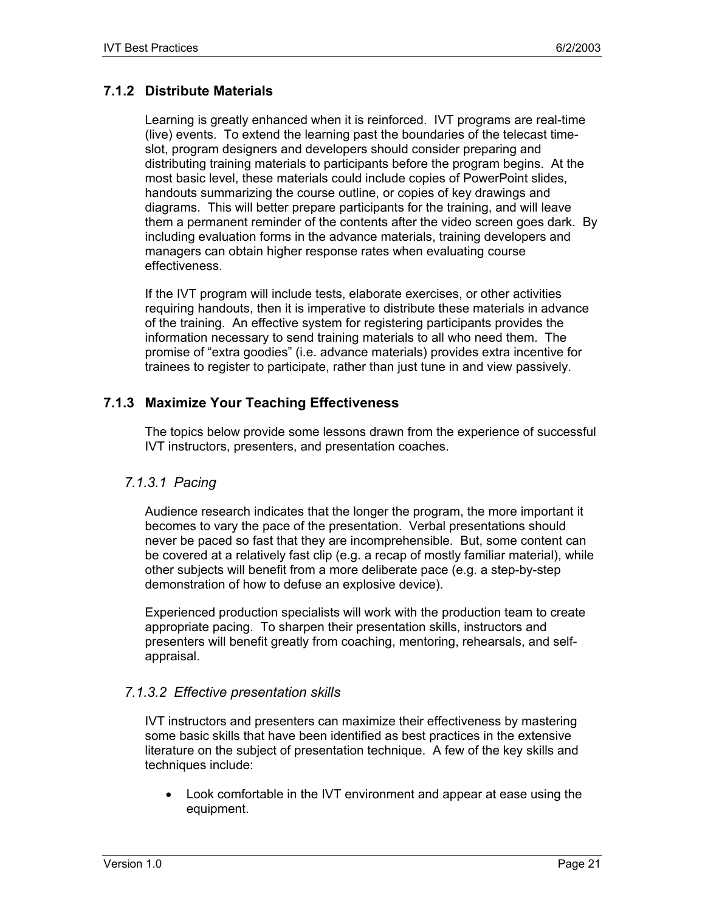### 7.1.2 Distribute Materials

Learning is greatly enhanced when it is reinforced. IVT programs are real-time (live) events. To extend the learning past the boundaries of the telecast time-slot, program designers and developers should consider preparing and distributing training materials to participants before the program begins. At the most basic level, these materials could include copies of PowerPoint slides, handouts summarizing the course outline, or copies of key drawings and diagrams. This will better prepare participants for the training, and will leave them a permanent reminder of the contents after the video screen goes dark. By including evaluation forms in the advance materials, training developers and managers can obtain higher response rates when evaluating course effectiveness.

If the IVT program will include tests, elaborate exercises, or other activities requiring handouts, then it is imperative to distribute these materials in advance of the training. An effective system for registering participants provides the information necessary to send training materials to all who need them. The promise of “extra goodies” (i.e. advance materials) provides extra incentive for trainees to register to participate, rather than just tune in and view passively.

### 7.1.3 Maximize Your Teaching Effectiveness

The topics below provide some lessons drawn from the experience of successful IVT instructors, presenters, and presentation coaches.

#### *7.1.3.1 Pacing*

Audience research indicates that the longer the program, the more important it becomes to vary the pace of the presentation. Verbal presentations should never be paced so fast that they are incomprehensible. But, some content can be covered at a relatively fast clip (e.g. a recap of mostly familiar material), while other subjects will benefit from a more deliberate pace (e.g. a step-by-step demonstration of how to defuse an explosive device).

Experienced production specialists will work with the production team to create appropriate pacing. To sharpen their presentation skills, instructors and presenters will benefit greatly from coaching, mentoring, rehearsals, and self-appraisal.

#### *7.1.3.2 Effective presentation skills*

IVT instructors and presenters can maximize their effectiveness by mastering some basic skills that have been identified as best practices in the extensive literature on the subject of presentation technique. A few of the key skills and techniques include:

- Look comfortable in the IVT environment and appear at ease using the equipment.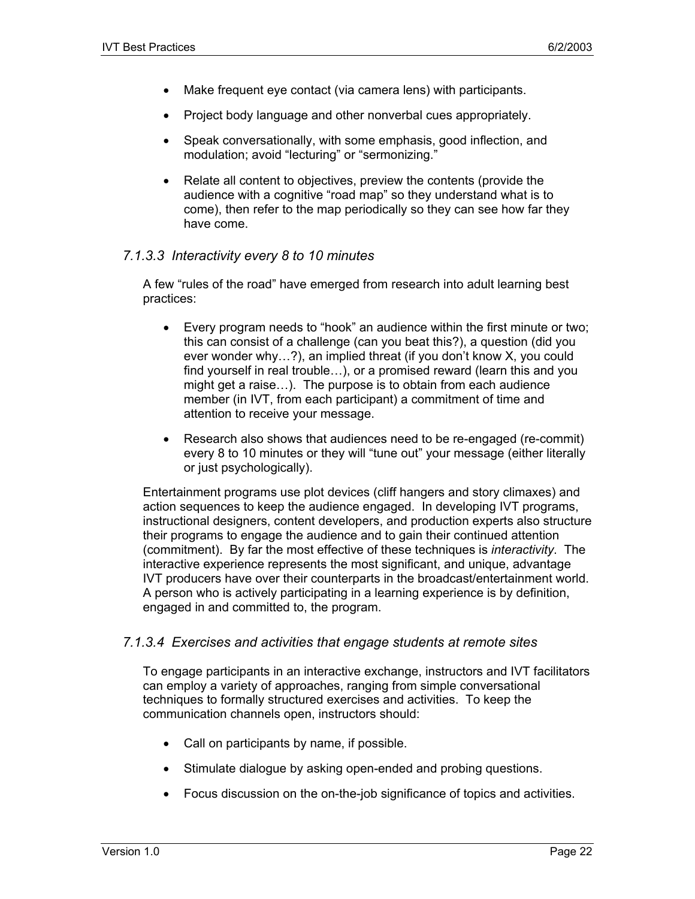- Make frequent eye contact (via camera lens) with participants.

- Project body language and other nonverbal cues appropriately.

- Speak conversationally, with some emphasis, good inflection, and modulation; avoid “lecturing” or “sermonizing.”

- Relate all content to objectives, preview the contents (provide the audience with a cognitive “road map” so they understand what is to come), then refer to the map periodically so they can see how far they have come.

#### *7.1.3.3 Interactivity every 8 to 10 minutes*

A few “rules of the road” have emerged from research into adult learning best practices:

- Every program needs to “hook” an audience within the first minute or two; this can consist of a challenge (can you beat this?), a question (did you ever wonder why…?), an implied threat (if you don’t know X, you could find yourself in real trouble…), or a promised reward (learn this and you might get a raise…). The purpose is to obtain from each audience member (in IVT, from each participant) a commitment of time and attention to receive your message.

- Research also shows that audiences need to be re-engaged (re-commit) every 8 to 10 minutes or they will “tune out” your message (either literally or just psychologically).

Entertainment programs use plot devices (cliff hangers and story climaxes) and action sequences to keep the audience engaged. In developing IVT programs, instructional designers, content developers, and production experts also structure their programs to engage the audience and to gain their continued attention (commitment). By far the most effective of these techniques is *interactivity*. The interactive experience represents the most significant, and unique, advantage IVT producers have over their counterparts in the broadcast/entertainment world. A person who is actively participating in a learning experience is by definition, engaged in and committed to, the program.

#### *7.1.3.4 Exercises and activities that engage students at remote sites*

To engage participants in an interactive exchange, instructors and IVT facilitators can employ a variety of approaches, ranging from simple conversational techniques to formally structured exercises and activities. To keep the communication channels open, instructors should:

- Call on participants by name, if possible.

- Stimulate dialogue by asking open-ended and probing questions.

- Focus discussion on the on-the-job significance of topics and activities.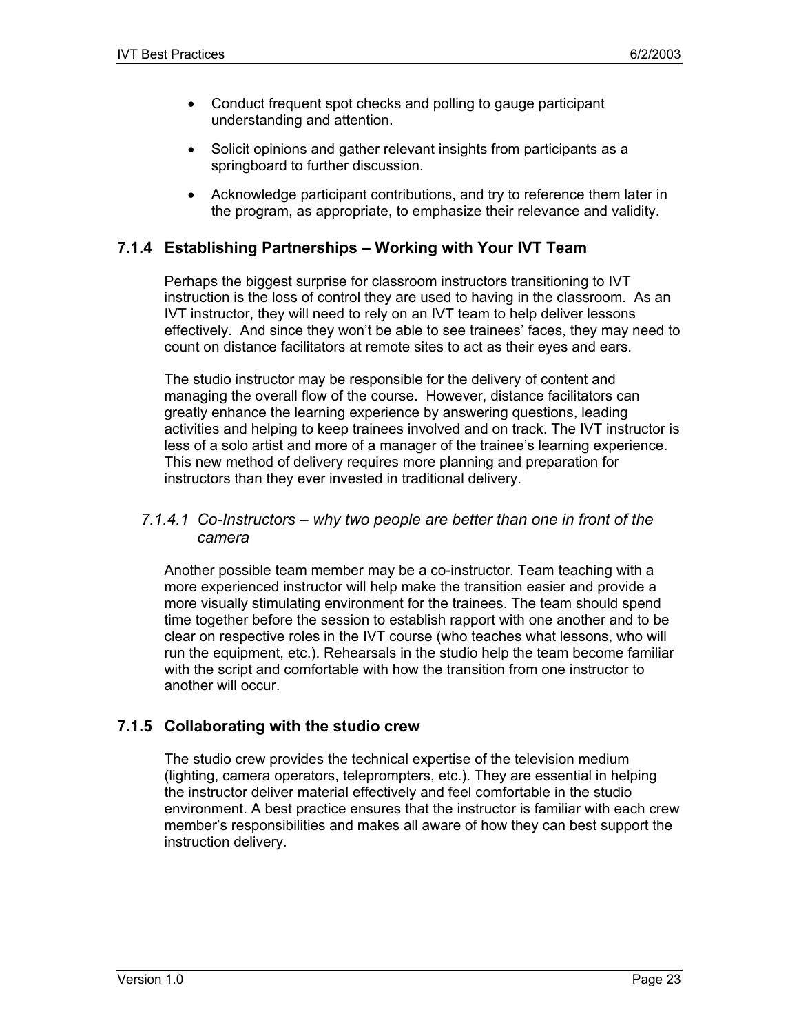- Conduct frequent spot checks and polling to gauge participant understanding and attention.
- Solicit opinions and gather relevant insights from participants as a springboard to further discussion.
- Acknowledge participant contributions, and try to reference them later in the program, as appropriate, to emphasize their relevance and validity.

### 7.1.4 Establishing Partnerships – Working with Your IVT Team

Perhaps the biggest surprise for classroom instructors transitioning to IVT instruction is the loss of control they are used to having in the classroom. As an IVT instructor, they will need to rely on an IVT team to help deliver lessons effectively. And since they won't be able to see trainees' faces, they may need to count on distance facilitators at remote sites to act as their eyes and ears.

The studio instructor may be responsible for the delivery of content and managing the overall flow of the course. However, distance facilitators can greatly enhance the learning experience by answering questions, leading activities and helping to keep trainees involved and on track. The IVT instructor is less of a solo artist and more of a manager of the trainee's learning experience. This new method of delivery requires more planning and preparation for instructors than they ever invested in traditional delivery.

#### *7.1.4.1 Co-Instructors – why two people are better than one in front of the camera*

Another possible team member may be a co-instructor. Team teaching with a more experienced instructor will help make the transition easier and provide a more visually stimulating environment for the trainees. The team should spend time together before the session to establish rapport with one another and to be clear on respective roles in the IVT course (who teaches what lessons, who will run the equipment, etc.). Rehearsals in the studio help the team become familiar with the script and comfortable with how the transition from one instructor to another will occur.

### 7.1.5 Collaborating with the studio crew

The studio crew provides the technical expertise of the television medium (lighting, camera operators, teleprompters, etc.). They are essential in helping the instructor deliver material effectively and feel comfortable in the studio environment. A best practice ensures that the instructor is familiar with each crew member's responsibilities and makes all aware of how they can best support the instruction delivery.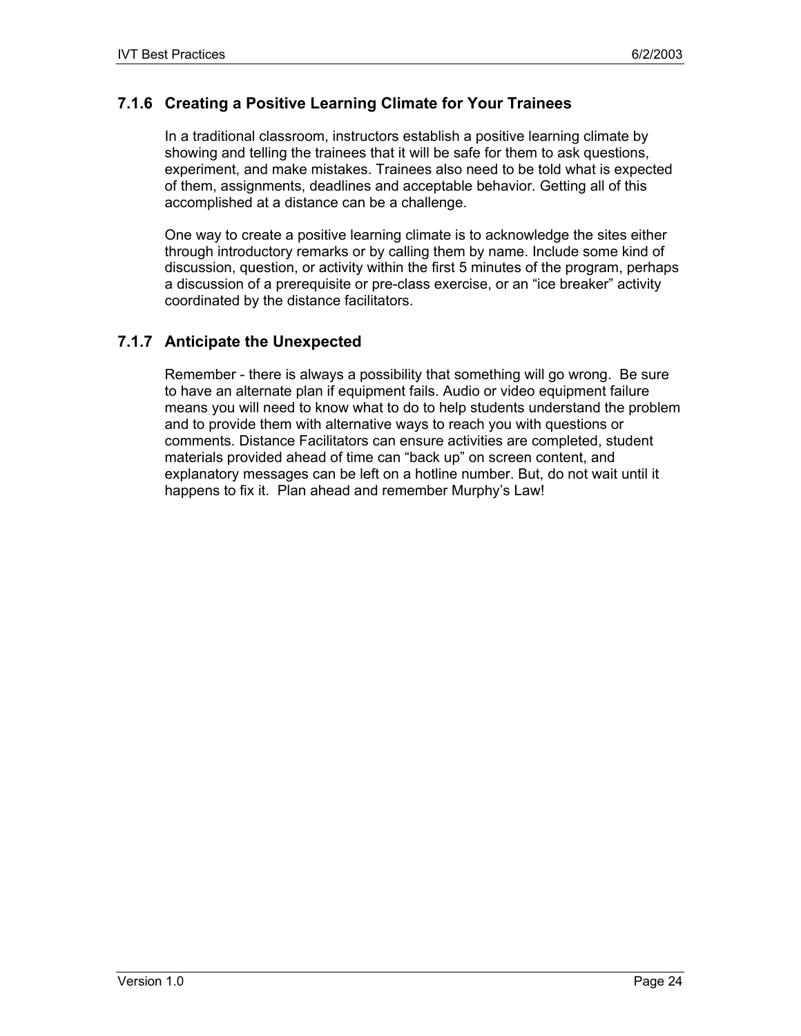### 7.1.6 Creating a Positive Learning Climate for Your Trainees

In a traditional classroom, instructors establish a positive learning climate by showing and telling the trainees that it will be safe for them to ask questions, experiment, and make mistakes. Trainees also need to be told what is expected of them, assignments, deadlines and acceptable behavior. Getting all of this accomplished at a distance can be a challenge.

One way to create a positive learning climate is to acknowledge the sites either through introductory remarks or by calling them by name. Include some kind of discussion, question, or activity within the first 5 minutes of the program, perhaps a discussion of a prerequisite or pre-class exercise, or an “ice breaker” activity coordinated by the distance facilitators.

### 7.1.7 Anticipate the Unexpected

Remember - there is always a possibility that something will go wrong. Be sure to have an alternate plan if equipment fails. Audio or video equipment failure means you will need to know what to do to help students understand the problem and to provide them with alternative ways to reach you with questions or comments. Distance Facilitators can ensure activities are completed, student materials provided ahead of time can “back up” on screen content, and explanatory messages can be left on a hotline number. But, do not wait until it happens to fix it. Plan ahead and remember Murphy’s Law!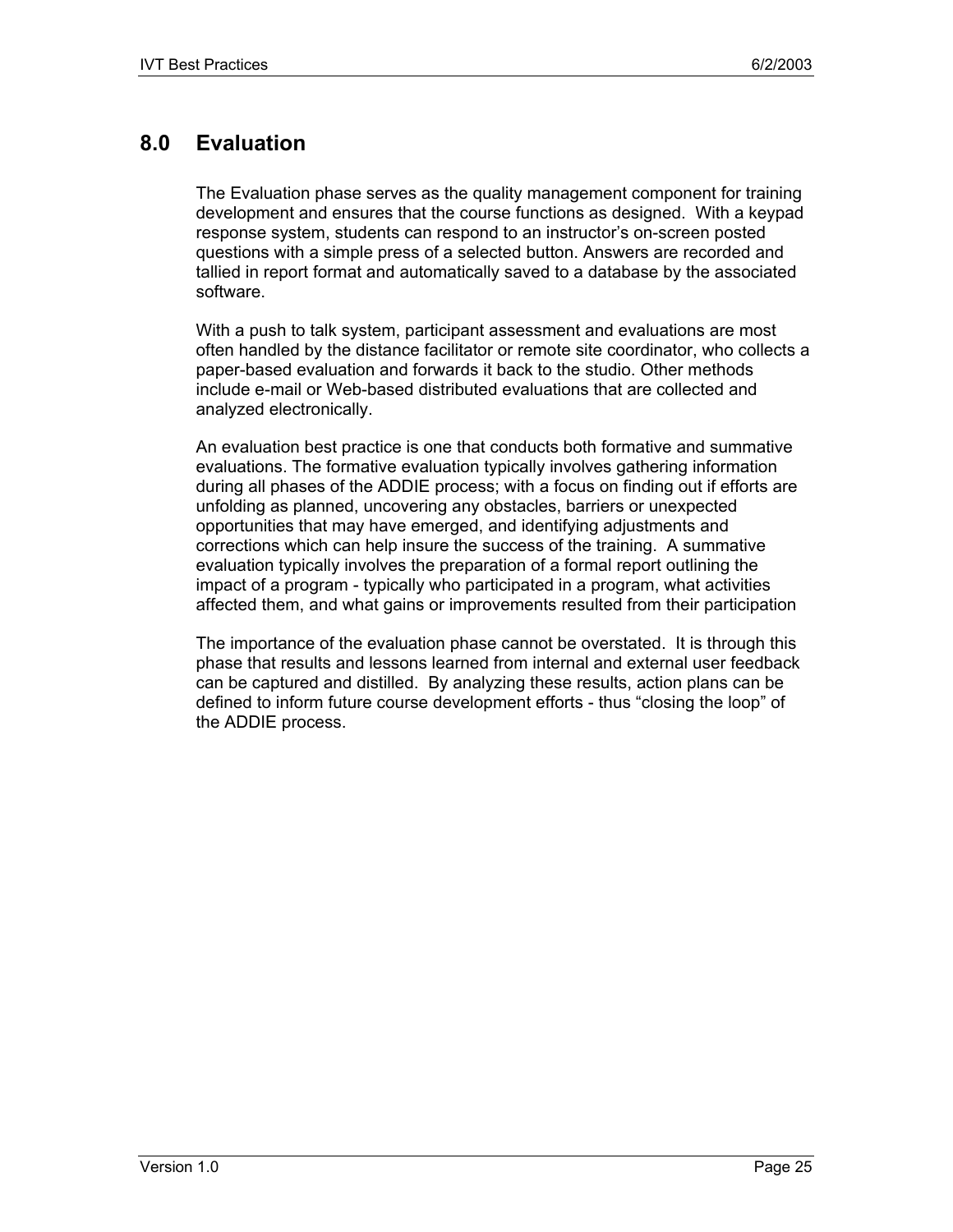# 8.0 Evaluation

The Evaluation phase serves as the quality management component for training development and ensures that the course functions as designed. With a keypad response system, students can respond to an instructor's on-screen posted questions with a simple press of a selected button. Answers are recorded and tallied in report format and automatically saved to a database by the associated software.

With a push to talk system, participant assessment and evaluations are most often handled by the distance facilitator or remote site coordinator, who collects a paper-based evaluation and forwards it back to the studio. Other methods include e-mail or Web-based distributed evaluations that are collected and analyzed electronically.

An evaluation best practice is one that conducts both formative and summative evaluations. The formative evaluation typically involves gathering information during all phases of the ADDIE process; with a focus on finding out if efforts are unfolding as planned, uncovering any obstacles, barriers or unexpected opportunities that may have emerged, and identifying adjustments and corrections which can help insure the success of the training. A summative evaluation typically involves the preparation of a formal report outlining the impact of a program - typically who participated in a program, what activities affected them, and what gains or improvements resulted from their participation

The importance of the evaluation phase cannot be overstated. It is through this phase that results and lessons learned from internal and external user feedback can be captured and distilled. By analyzing these results, action plans can be defined to inform future course development efforts - thus "closing the loop" of the ADDIE process.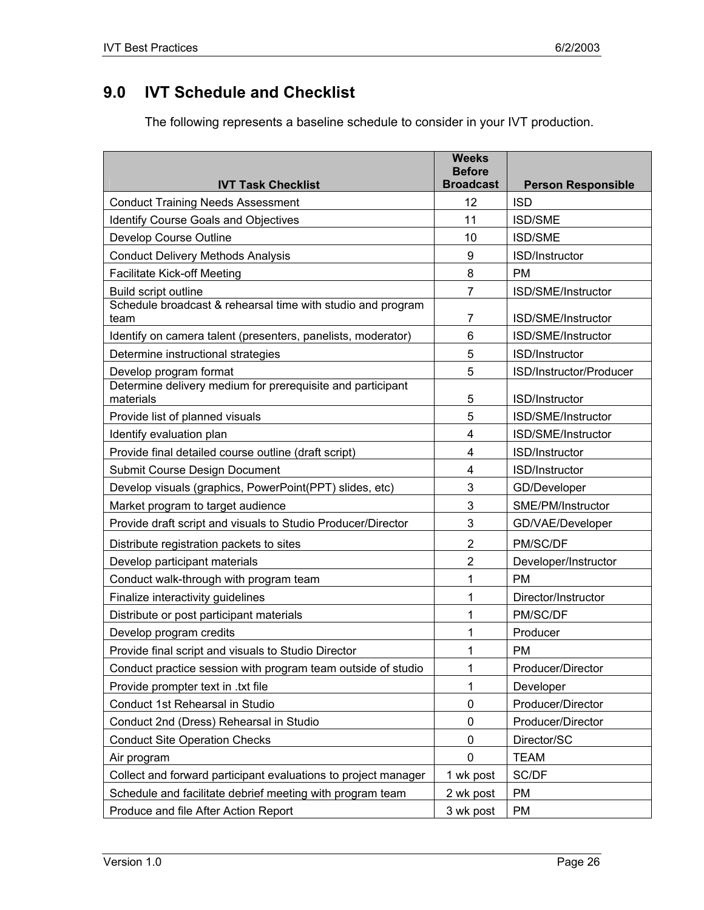## 9.0 IVT Schedule and Checklist

The following represents a baseline schedule to consider in your IVT production.

| IVT Task Checklist | Weeks Before Broadcast | Person Responsible |
|---|---|---|
| Conduct Training Needs Assessment | 12 | ISD |
| Identify Course Goals and Objectives | 11 | ISD/SME |
| Develop Course Outline | 10 | ISD/SME |
| Conduct Delivery Methods Analysis | 9 | ISD/Instructor |
| Facilitate Kick-off Meeting | 8 | PM |
| Build script outline | 7 | ISD/SME/Instructor |
| Schedule broadcast & rehearsal time with studio and program team | 7 | ISD/SME/Instructor |
| Identify on camera talent (presenters, panelists, moderator) | 6 | ISD/SME/Instructor |
| Determine instructional strategies | 5 | ISD/Instructor |
| Develop program format | 5 | ISD/Instructor/Producer |
| Determine delivery medium for prerequisite and participant materials | 5 | ISD/Instructor |
| Provide list of planned visuals | 5 | ISD/SME/Instructor |
| Identify evaluation plan | 4 | ISD/SME/Instructor |
| Provide final detailed course outline (draft script) | 4 | ISD/Instructor |
| Submit Course Design Document | 4 | ISD/Instructor |
| Develop visuals (graphics, PowerPoint(PPT) slides, etc) | 3 | GD/Developer |
| Market program to target audience | 3 | SME/PM/Instructor |
| Provide draft script and visuals to Studio Producer/Director | 3 | GD/VAE/Developer |
| Distribute registration packets to sites | 2 | PM/SC/DF |
| Develop participant materials | 2 | Developer/Instructor |
| Conduct walk-through with program team | 1 | PM |
| Finalize interactivity guidelines | 1 | Director/Instructor |
| Distribute or post participant materials | 1 | PM/SC/DF |
| Develop program credits | 1 | Producer |
| Provide final script and visuals to Studio Director | 1 | PM |
| Conduct practice session with program team outside of studio | 1 | Producer/Director |
| Provide prompter text in .txt file | 1 | Developer |
| Conduct 1st Rehearsal in Studio | 0 | Producer/Director |
| Conduct 2nd (Dress) Rehearsal in Studio | 0 | Producer/Director |
| Conduct Site Operation Checks | 0 | Director/SC |
| Air program | 0 | TEAM |
| Collect and forward participant evaluations to project manager | 1 wk post | SC/DF |
| Schedule and facilitate debrief meeting with program team | 2 wk post | PM |
| Produce and file After Action Report | 3 wk post | PM |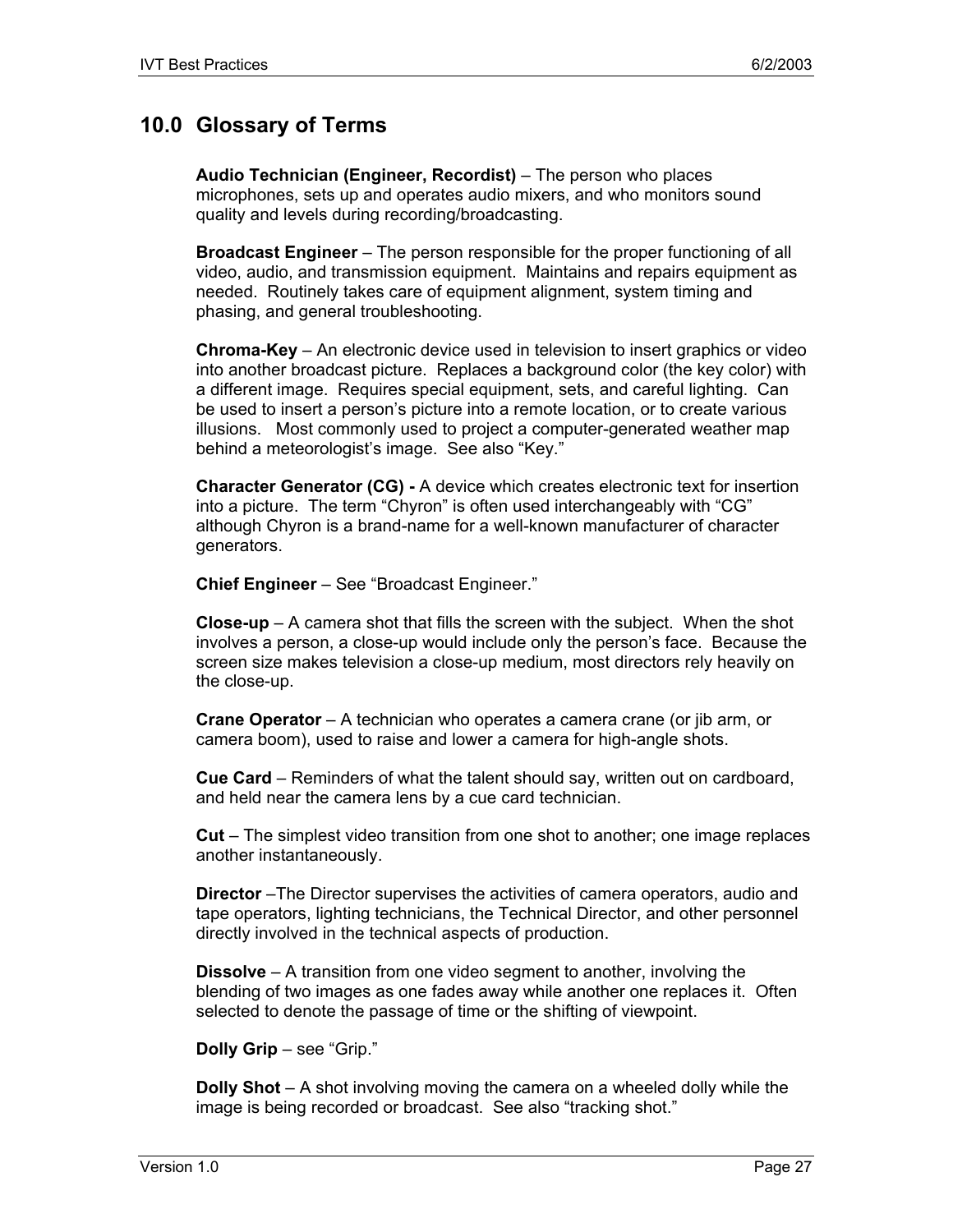## 10.0 Glossary of Terms

**Audio Technician (Engineer, Recordist)** – The person who places microphones, sets up and operates audio mixers, and who monitors sound quality and levels during recording/broadcasting.

**Broadcast Engineer** – The person responsible for the proper functioning of all video, audio, and transmission equipment. Maintains and repairs equipment as needed. Routinely takes care of equipment alignment, system timing and phasing, and general troubleshooting.

**Chroma-Key** – An electronic device used in television to insert graphics or video into another broadcast picture. Replaces a background color (the key color) with a different image. Requires special equipment, sets, and careful lighting. Can be used to insert a person's picture into a remote location, or to create various illusions. Most commonly used to project a computer-generated weather map behind a meteorologist's image. See also "Key."

**Character Generator (CG) -** A device which creates electronic text for insertion into a picture. The term "Chyron" is often used interchangeably with "CG" although Chyron is a brand-name for a well-known manufacturer of character generators.

**Chief Engineer** – See "Broadcast Engineer."

**Close-up** – A camera shot that fills the screen with the subject. When the shot involves a person, a close-up would include only the person's face. Because the screen size makes television a close-up medium, most directors rely heavily on the close-up.

**Crane Operator** – A technician who operates a camera crane (or jib arm, or camera boom), used to raise and lower a camera for high-angle shots.

**Cue Card** – Reminders of what the talent should say, written out on cardboard, and held near the camera lens by a cue card technician.

**Cut** – The simplest video transition from one shot to another; one image replaces another instantaneously.

**Director** –The Director supervises the activities of camera operators, audio and tape operators, lighting technicians, the Technical Director, and other personnel directly involved in the technical aspects of production.

**Dissolve** – A transition from one video segment to another, involving the blending of two images as one fades away while another one replaces it. Often selected to denote the passage of time or the shifting of viewpoint.

**Dolly Grip** – see "Grip."

**Dolly Shot** – A shot involving moving the camera on a wheeled dolly while the image is being recorded or broadcast. See also "tracking shot."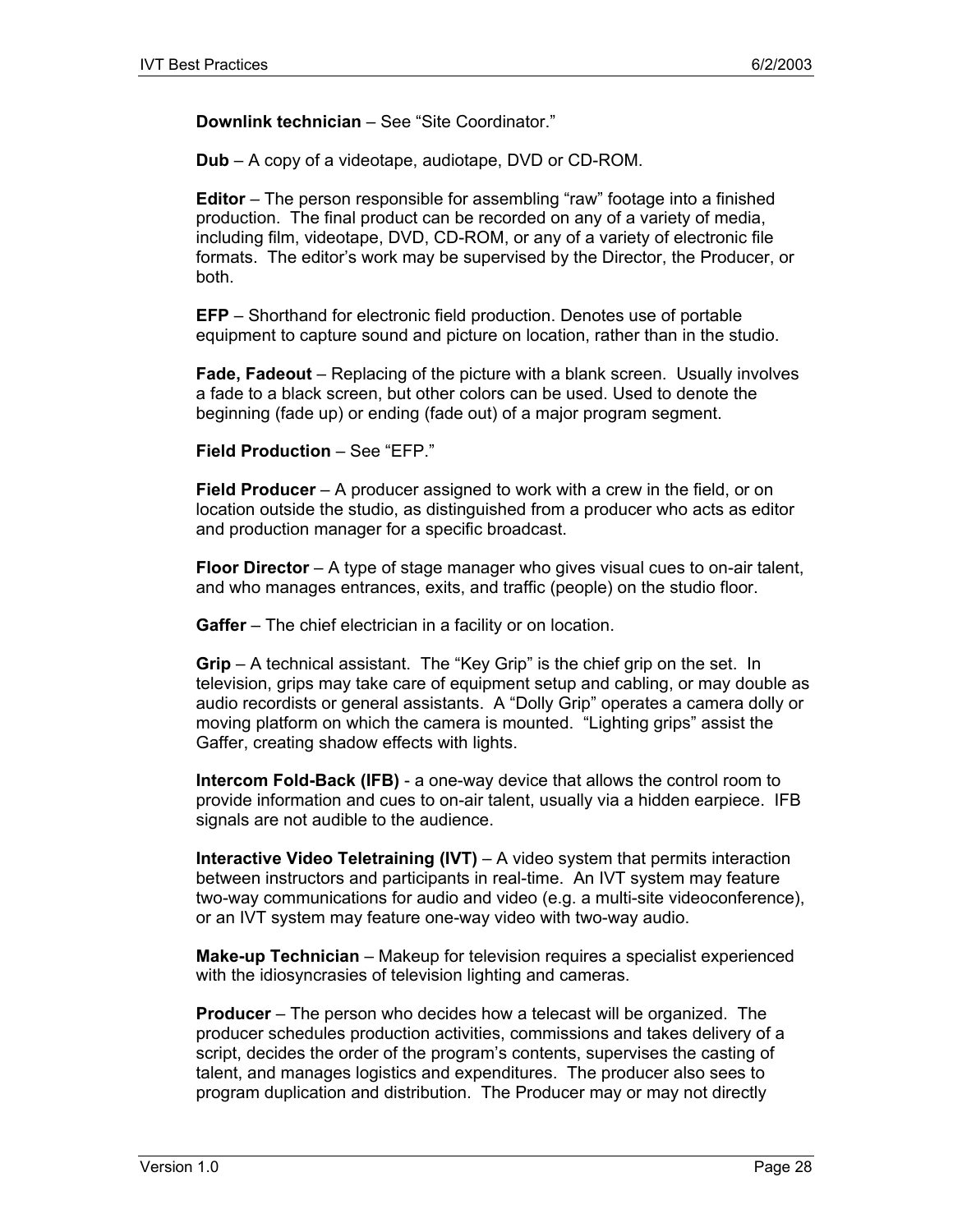**Downlink technician** – See “Site Coordinator.”

**Dub** – A copy of a videotape, audiotape, DVD or CD-ROM.

**Editor** – The person responsible for assembling “raw” footage into a finished production. The final product can be recorded on any of a variety of media, including film, videotape, DVD, CD-ROM, or any of a variety of electronic file formats. The editor’s work may be supervised by the Director, the Producer, or both.

**EFP** – Shorthand for electronic field production. Denotes use of portable equipment to capture sound and picture on location, rather than in the studio.

**Fade, Fadeout** – Replacing of the picture with a blank screen. Usually involves a fade to a black screen, but other colors can be used. Used to denote the beginning (fade up) or ending (fade out) of a major program segment.

**Field Production** – See “EFP.”

**Field Producer** – A producer assigned to work with a crew in the field, or on location outside the studio, as distinguished from a producer who acts as editor and production manager for a specific broadcast.

**Floor Director** – A type of stage manager who gives visual cues to on-air talent, and who manages entrances, exits, and traffic (people) on the studio floor.

**Gaffer** – The chief electrician in a facility or on location.

**Grip** – A technical assistant. The “Key Grip” is the chief grip on the set. In television, grips may take care of equipment setup and cabling, or may double as audio recordists or general assistants. A “Dolly Grip” operates a camera dolly or moving platform on which the camera is mounted. “Lighting grips” assist the Gaffer, creating shadow effects with lights.

**Intercom Fold-Back (IFB)** - a one-way device that allows the control room to provide information and cues to on-air talent, usually via a hidden earpiece. IFB signals are not audible to the audience.

**Interactive Video Teletraining (IVT)** – A video system that permits interaction between instructors and participants in real-time. An IVT system may feature two-way communications for audio and video (e.g. a multi-site videoconference), or an IVT system may feature one-way video with two-way audio.

**Make-up Technician** – Makeup for television requires a specialist experienced with the idiosyncrasies of television lighting and cameras.

**Producer** – The person who decides how a telecast will be organized. The producer schedules production activities, commissions and takes delivery of a script, decides the order of the program’s contents, supervises the casting of talent, and manages logistics and expenditures. The producer also sees to program duplication and distribution. The Producer may or may not directly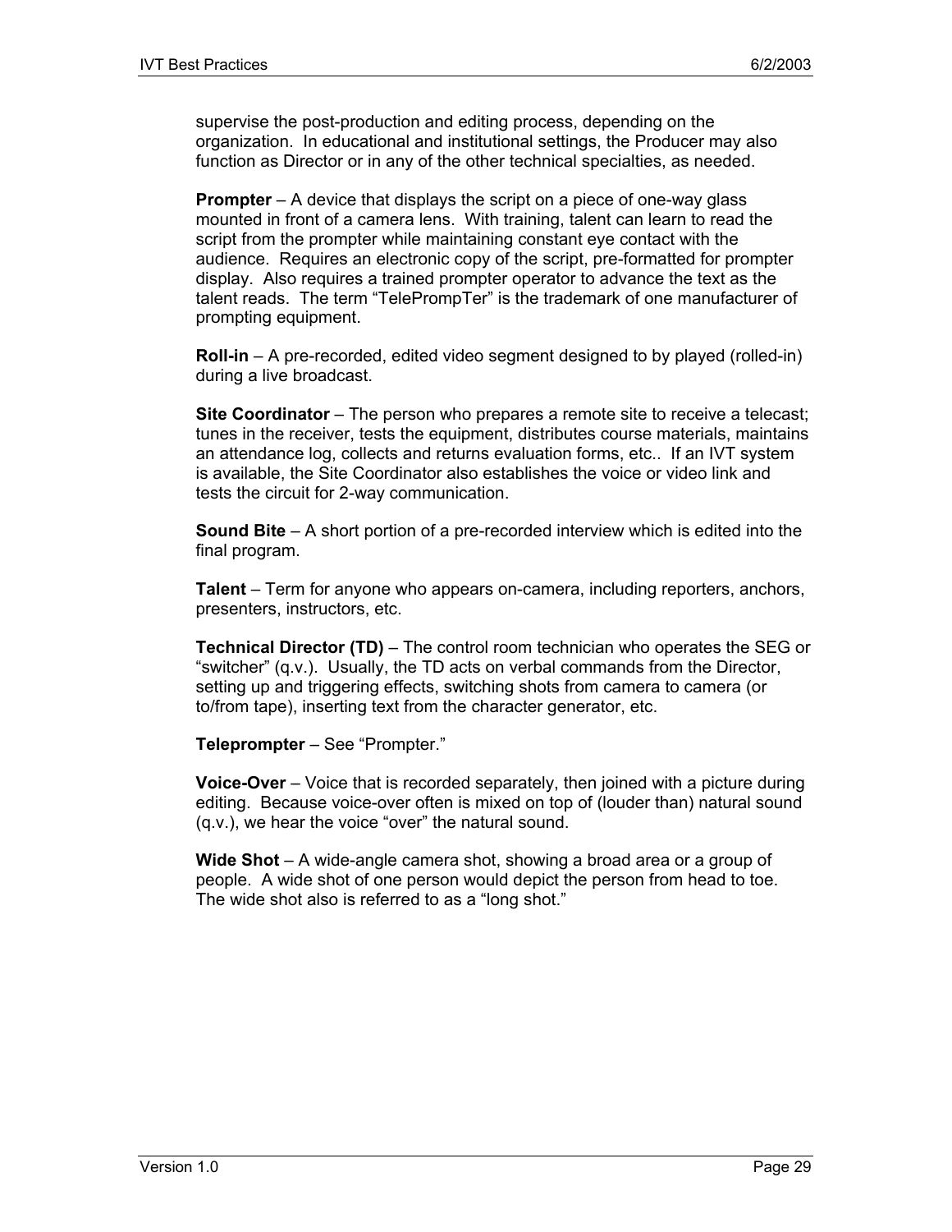supervise the post-production and editing process, depending on the organization. In educational and institutional settings, the Producer may also function as Director or in any of the other technical specialties, as needed.

**Prompter** – A device that displays the script on a piece of one-way glass mounted in front of a camera lens. With training, talent can learn to read the script from the prompter while maintaining constant eye contact with the audience. Requires an electronic copy of the script, pre-formatted for prompter display. Also requires a trained prompter operator to advance the text as the talent reads. The term "TelePrompTer" is the trademark of one manufacturer of prompting equipment.

**Roll-in** – A pre-recorded, edited video segment designed to by played (rolled-in) during a live broadcast.

**Site Coordinator** – The person who prepares a remote site to receive a telecast; tunes in the receiver, tests the equipment, distributes course materials, maintains an attendance log, collects and returns evaluation forms, etc.. If an IVT system is available, the Site Coordinator also establishes the voice or video link and tests the circuit for 2-way communication.

**Sound Bite** – A short portion of a pre-recorded interview which is edited into the final program.

**Talent** – Term for anyone who appears on-camera, including reporters, anchors, presenters, instructors, etc.

**Technical Director (TD)** – The control room technician who operates the SEG or "switcher" (q.v.). Usually, the TD acts on verbal commands from the Director, setting up and triggering effects, switching shots from camera to camera (or to/from tape), inserting text from the character generator, etc.

**Teleprompter** – See "Prompter."

**Voice-Over** – Voice that is recorded separately, then joined with a picture during editing. Because voice-over often is mixed on top of (louder than) natural sound (q.v.), we hear the voice "over" the natural sound.

**Wide Shot** – A wide-angle camera shot, showing a broad area or a group of people. A wide shot of one person would depict the person from head to toe. The wide shot also is referred to as a "long shot."